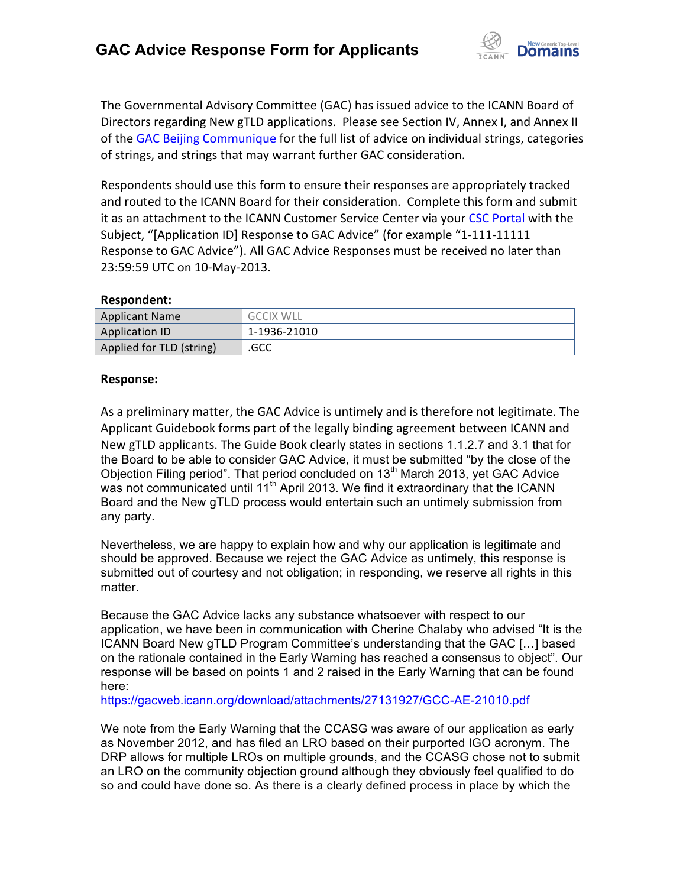# GAC Advice Response Form for Applicants

The Governmental Advisory Committee (GAC) has issued advice to the ICANN Board of Directors regarding New gTLD applications. Please see Section IV, Annex I, and Annex II of the GAC Beijing Communique for the full list of advice on individual strings, categories of strings, and strings that may warrant further GAC consideration.

Respondents should use this form to ensure their responses are appropriately tracked and routed to the ICANN Board for their consideration. Complete this form and submit it as an attachment to the ICANN Customer Service Center via your CSC Portal with the Subject, "[Application ID] Response to GAC Advice" (for example "1-111-11111 Response to GAC Advice"). All GAC Advice Responses must be received no later than 23:59:59 UTC on 10-May-2013.

**Respondent:**

| Applicant Name | GCCIX WLL |
|---|---|
| Application ID | 1-1936-21010 |
| Applied for TLD (string) | .GCC |

**Response:**

As a preliminary matter, the GAC Advice is untimely and is therefore not legitimate. The Applicant Guidebook forms part of the legally binding agreement between ICANN and New gTLD applicants. The Guide Book clearly states in sections 1.1.2.7 and 3.1 that for the Board to be able to consider GAC Advice, it must be submitted "by the close of the Objection Filing period". That period concluded on 13th March 2013, yet GAC Advice was not communicated until 11th April 2013. We find it extraordinary that the ICANN Board and the New gTLD process would entertain such an untimely submission from any party.

Nevertheless, we are happy to explain how and why our application is legitimate and should be approved. Because we reject the GAC Advice as untimely, this response is submitted out of courtesy and not obligation; in responding, we reserve all rights in this matter.

Because the GAC Advice lacks any substance whatsoever with respect to our application, we have been in communication with Cherine Chalaby who advised "It is the ICANN Board New gTLD Program Committee's understanding that the GAC […] based on the rationale contained in the Early Warning has reached a consensus to object". Our response will be based on points 1 and 2 raised in the Early Warning that can be found here:
https://gacweb.icann.org/download/attachments/27131927/GCC-AE-21010.pdf

We note from the Early Warning that the CCASG was aware of our application as early as November 2012, and has filed an LRO based on their purported IGO acronym. The DRP allows for multiple LROs on multiple grounds, and the CCASG chose not to submit an LRO on the community objection ground although they obviously feel qualified to do so and could have done so. As there is a clearly defined process in place by which the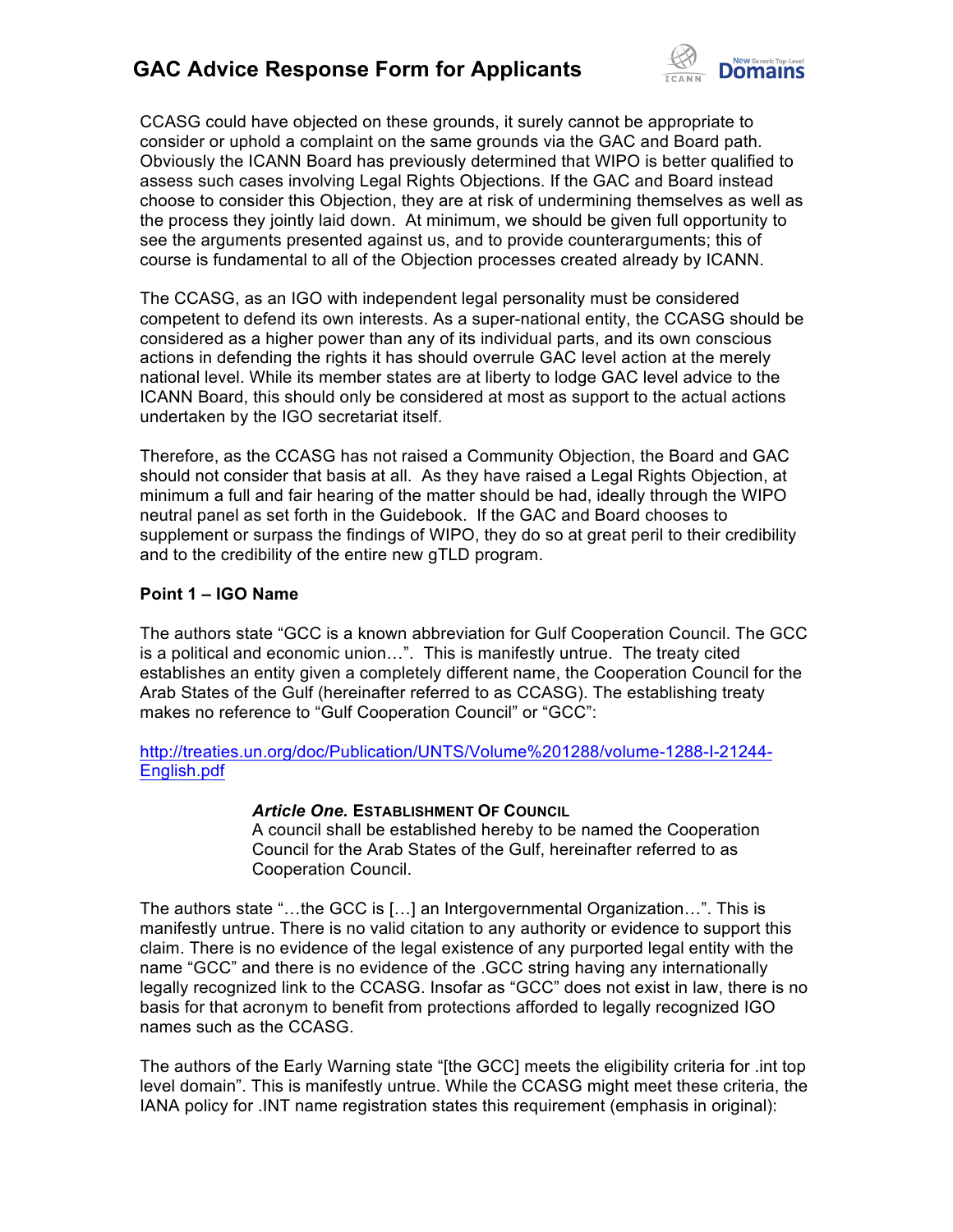CCASG could have objected on these grounds, it surely cannot be appropriate to consider or uphold a complaint on the same grounds via the GAC and Board path. Obviously the ICANN Board has previously determined that WIPO is better qualified to assess such cases involving Legal Rights Objections. If the GAC and Board instead choose to consider this Objection, they are at risk of undermining themselves as well as the process they jointly laid down. At minimum, we should be given full opportunity to see the arguments presented against us, and to provide counterarguments; this of course is fundamental to all of the Objection processes created already by ICANN.

The CCASG, as an IGO with independent legal personality must be considered competent to defend its own interests. As a super-national entity, the CCASG should be considered as a higher power than any of its individual parts, and its own conscious actions in defending the rights it has should overrule GAC level action at the merely national level. While its member states are at liberty to lodge GAC level advice to the ICANN Board, this should only be considered at most as support to the actual actions undertaken by the IGO secretariat itself.

Therefore, as the CCASG has not raised a Community Objection, the Board and GAC should not consider that basis at all. As they have raised a Legal Rights Objection, at minimum a full and fair hearing of the matter should be had, ideally through the WIPO neutral panel as set forth in the Guidebook. If the GAC and Board chooses to supplement or surpass the findings of WIPO, they do so at great peril to their credibility and to the credibility of the entire new gTLD program.

**Point 1 – IGO Name**

The authors state "GCC is a known abbreviation for Gulf Cooperation Council. The GCC is a political and economic union…". This is manifestly untrue. The treaty cited establishes an entity given a completely different name, the Cooperation Council for the Arab States of the Gulf (hereinafter referred to as CCASG). The establishing treaty makes no reference to "Gulf Cooperation Council" or "GCC":

http://treaties.un.org/doc/Publication/UNTS/Volume%201288/volume-1288-I-21244-English.pdf

> ***Article One.*** **ESTABLISHMENT OF COUNCIL**
> A council shall be established hereby to be named the Cooperation Council for the Arab States of the Gulf, hereinafter referred to as Cooperation Council.

The authors state "…the GCC is […] an Intergovernmental Organization…". This is manifestly untrue. There is no valid citation to any authority or evidence to support this claim. There is no evidence of the legal existence of any purported legal entity with the name "GCC" and there is no evidence of the .GCC string having any internationally legally recognized link to the CCASG. Insofar as "GCC" does not exist in law, there is no basis for that acronym to benefit from protections afforded to legally recognized IGO names such as the CCASG.

The authors of the Early Warning state "[the GCC] meets the eligibility criteria for .int top level domain". This is manifestly untrue. While the CCASG might meet these criteria, the IANA policy for .INT name registration states this requirement (emphasis in original):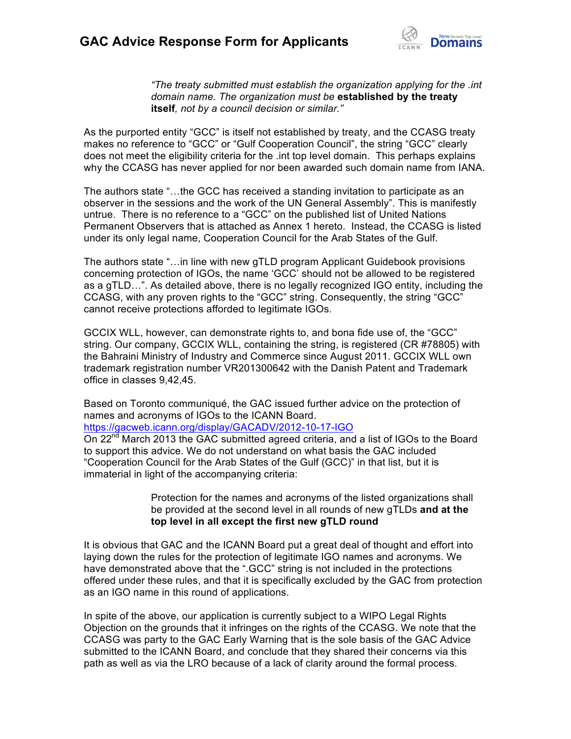> *"The treaty submitted must establish the organization applying for the .int domain name. The organization must be* **established by the treaty itself***, not by a council decision or similar."*

As the purported entity "GCC" is itself not established by treaty, and the CCASG treaty makes no reference to "GCC" or "Gulf Cooperation Council", the string "GCC" clearly does not meet the eligibility criteria for the .int top level domain. This perhaps explains why the CCASG has never applied for nor been awarded such domain name from IANA.

The authors state "…the GCC has received a standing invitation to participate as an observer in the sessions and the work of the UN General Assembly". This is manifestly untrue. There is no reference to a "GCC" on the published list of United Nations Permanent Observers that is attached as Annex 1 hereto. Instead, the CCASG is listed under its only legal name, Cooperation Council for the Arab States of the Gulf.

The authors state "…in line with new gTLD program Applicant Guidebook provisions concerning protection of IGOs, the name 'GCC' should not be allowed to be registered as a gTLD…". As detailed above, there is no legally recognized IGO entity, including the CCASG, with any proven rights to the "GCC" string. Consequently, the string "GCC" cannot receive protections afforded to legitimate IGOs.

GCCIX WLL, however, can demonstrate rights to, and bona fide use of, the "GCC" string. Our company, GCCIX WLL, containing the string, is registered (CR #78805) with the Bahraini Ministry of Industry and Commerce since August 2011. GCCIX WLL own trademark registration number VR201300642 with the Danish Patent and Trademark office in classes 9,42,45.

Based on Toronto communiqué, the GAC issued further advice on the protection of names and acronyms of IGOs to the ICANN Board.
https://gacweb.icann.org/display/GACADV/2012-10-17-IGO
On 22nd March 2013 the GAC submitted agreed criteria, and a list of IGOs to the Board to support this advice. We do not understand on what basis the GAC included "Cooperation Council for the Arab States of the Gulf (GCC)" in that list, but it is immaterial in light of the accompanying criteria:

> Protection for the names and acronyms of the listed organizations shall be provided at the second level in all rounds of new gTLDs **and at the top level in all except the first new gTLD round**

It is obvious that GAC and the ICANN Board put a great deal of thought and effort into laying down the rules for the protection of legitimate IGO names and acronyms. We have demonstrated above that the ".GCC" string is not included in the protections offered under these rules, and that it is specifically excluded by the GAC from protection as an IGO name in this round of applications.

In spite of the above, our application is currently subject to a WIPO Legal Rights Objection on the grounds that it infringes on the rights of the CCASG. We note that the CCASG was party to the GAC Early Warning that is the sole basis of the GAC Advice submitted to the ICANN Board, and conclude that they shared their concerns via this path as well as via the LRO because of a lack of clarity around the formal process.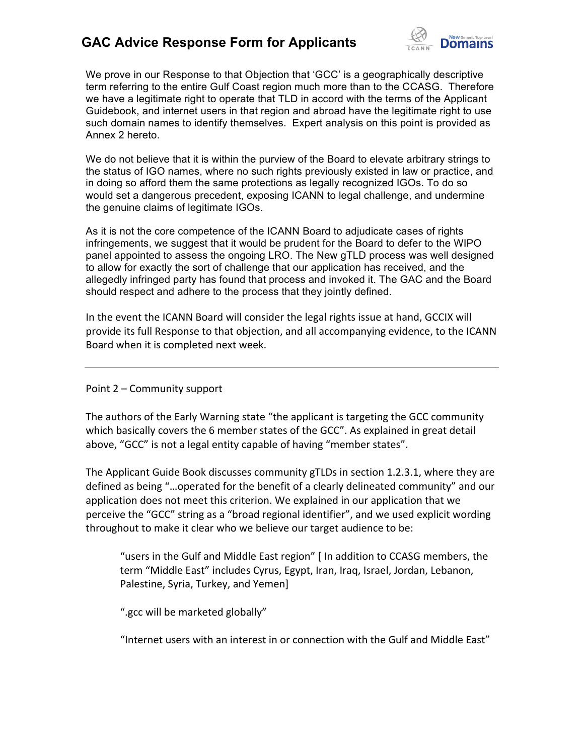We prove in our Response to that Objection that 'GCC' is a geographically descriptive term referring to the entire Gulf Coast region much more than to the CCASG. Therefore we have a legitimate right to operate that TLD in accord with the terms of the Applicant Guidebook, and internet users in that region and abroad have the legitimate right to use such domain names to identify themselves. Expert analysis on this point is provided as Annex 2 hereto.

We do not believe that it is within the purview of the Board to elevate arbitrary strings to the status of IGO names, where no such rights previously existed in law or practice, and in doing so afford them the same protections as legally recognized IGOs. To do so would set a dangerous precedent, exposing ICANN to legal challenge, and undermine the genuine claims of legitimate IGOs.

As it is not the core competence of the ICANN Board to adjudicate cases of rights infringements, we suggest that it would be prudent for the Board to defer to the WIPO panel appointed to assess the ongoing LRO. The New gTLD process was well designed to allow for exactly the sort of challenge that our application has received, and the allegedly infringed party has found that process and invoked it. The GAC and the Board should respect and adhere to the process that they jointly defined.

In the event the ICANN Board will consider the legal rights issue at hand, GCCIX will provide its full Response to that objection, and all accompanying evidence, to the ICANN Board when it is completed next week.

---

Point 2 – Community support

The authors of the Early Warning state "the applicant is targeting the GCC community which basically covers the 6 member states of the GCC". As explained in great detail above, "GCC" is not a legal entity capable of having "member states".

The Applicant Guide Book discusses community gTLDs in section 1.2.3.1, where they are defined as being "…operated for the benefit of a clearly delineated community" and our application does not meet this criterion. We explained in our application that we perceive the "GCC" string as a "broad regional identifier", and we used explicit wording throughout to make it clear who we believe our target audience to be:

> "users in the Gulf and Middle East region" [ In addition to CCASG members, the term "Middle East" includes Cyrus, Egypt, Iran, Iraq, Israel, Jordan, Lebanon, Palestine, Syria, Turkey, and Yemen]
>
> ".gcc will be marketed globally"
>
> "Internet users with an interest in or connection with the Gulf and Middle East"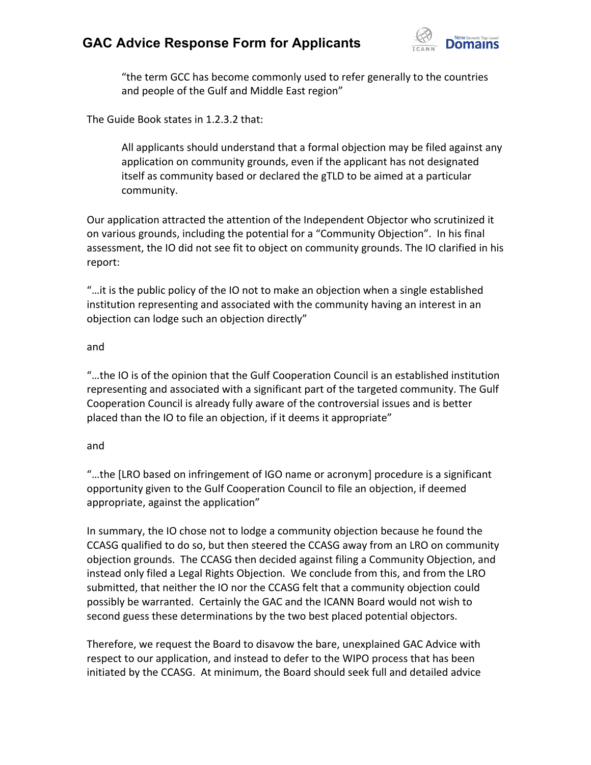"the term GCC has become commonly used to refer generally to the countries and people of the Gulf and Middle East region"

The Guide Book states in 1.2.3.2 that:

> All applicants should understand that a formal objection may be filed against any application on community grounds, even if the applicant has not designated itself as community based or declared the gTLD to be aimed at a particular community.

Our application attracted the attention of the Independent Objector who scrutinized it on various grounds, including the potential for a "Community Objection". In his final assessment, the IO did not see fit to object on community grounds. The IO clarified in his report:

"…it is the public policy of the IO not to make an objection when a single established institution representing and associated with the community having an interest in an objection can lodge such an objection directly"

and

"…the IO is of the opinion that the Gulf Cooperation Council is an established institution representing and associated with a significant part of the targeted community. The Gulf Cooperation Council is already fully aware of the controversial issues and is better placed than the IO to file an objection, if it deems it appropriate"

and

"…the [LRO based on infringement of IGO name or acronym] procedure is a significant opportunity given to the Gulf Cooperation Council to file an objection, if deemed appropriate, against the application"

In summary, the IO chose not to lodge a community objection because he found the CCASG qualified to do so, but then steered the CCASG away from an LRO on community objection grounds. The CCASG then decided against filing a Community Objection, and instead only filed a Legal Rights Objection. We conclude from this, and from the LRO submitted, that neither the IO nor the CCASG felt that a community objection could possibly be warranted. Certainly the GAC and the ICANN Board would not wish to second guess these determinations by the two best placed potential objectors.

Therefore, we request the Board to disavow the bare, unexplained GAC Advice with respect to our application, and instead to defer to the WIPO process that has been initiated by the CCASG. At minimum, the Board should seek full and detailed advice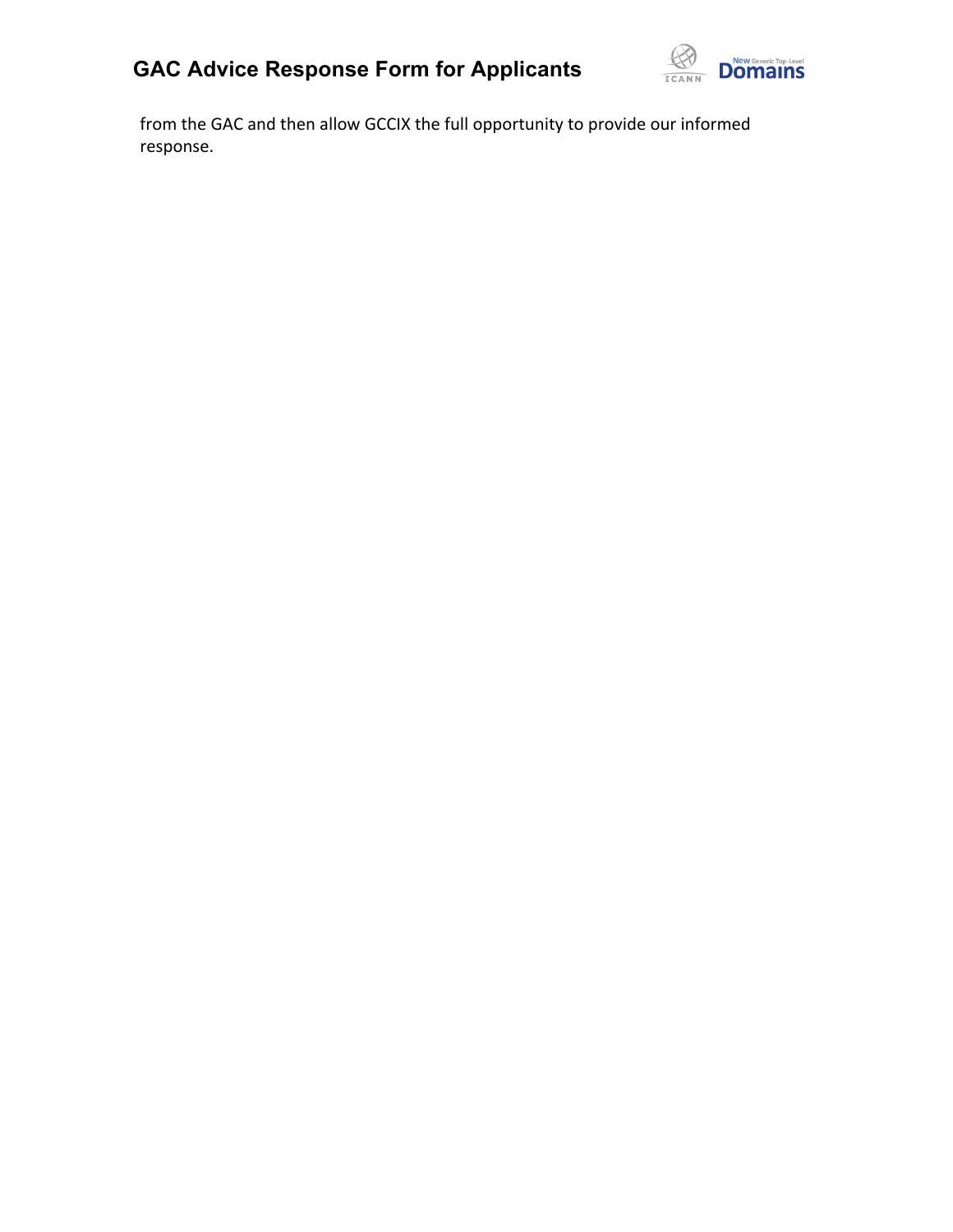from the GAC and then allow GCCIX the full opportunity to provide our informed response.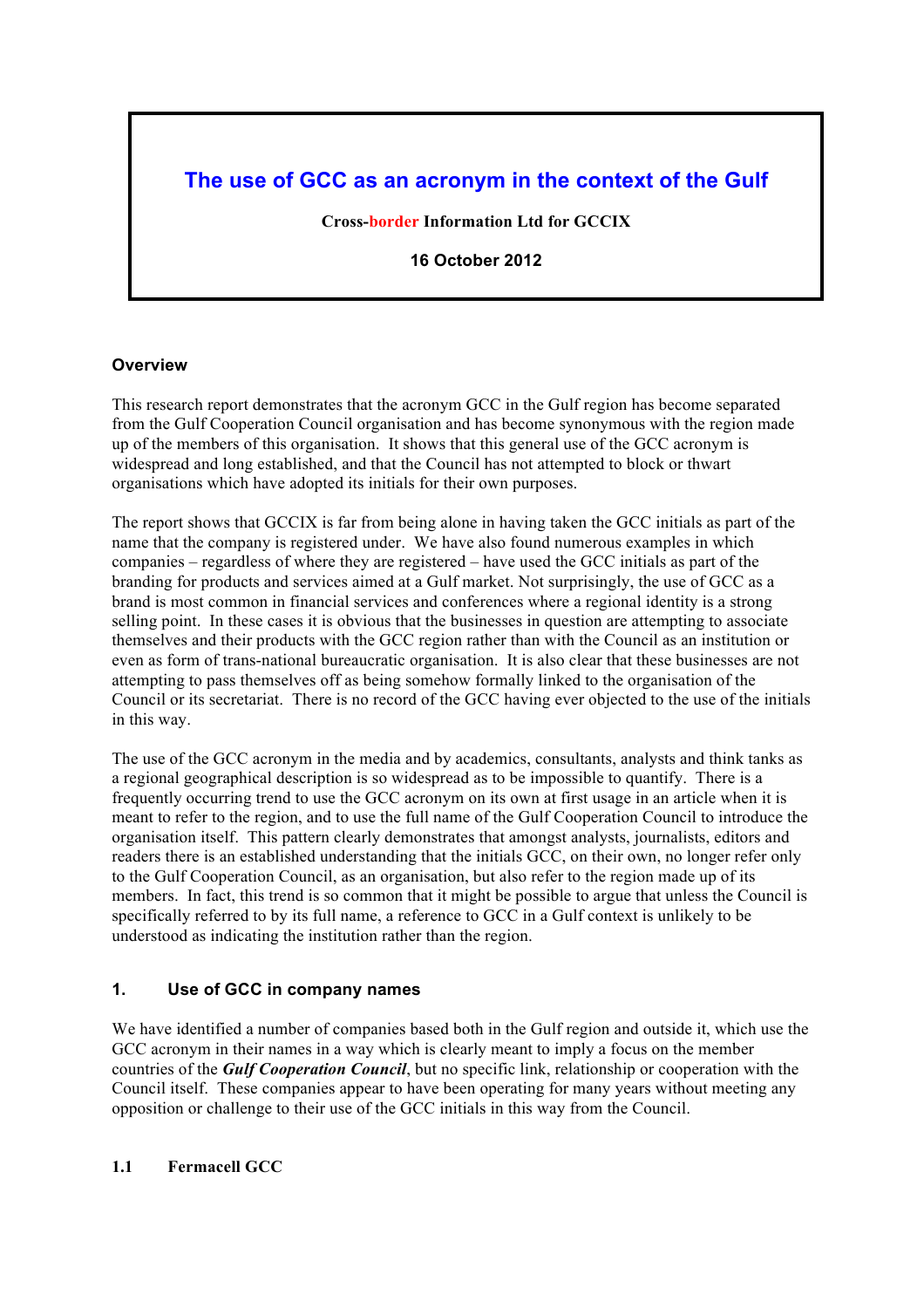# The use of GCC as an acronym in the context of the Gulf

**Cross-border Information Ltd for GCCIX**

**16 October 2012**

## Overview

This research report demonstrates that the acronym GCC in the Gulf region has become separated from the Gulf Cooperation Council organisation and has become synonymous with the region made up of the members of this organisation. It shows that this general use of the GCC acronym is widespread and long established, and that the Council has not attempted to block or thwart organisations which have adopted its initials for their own purposes.

The report shows that GCCIX is far from being alone in having taken the GCC initials as part of the name that the company is registered under. We have also found numerous examples in which companies – regardless of where they are registered – have used the GCC initials as part of the branding for products and services aimed at a Gulf market. Not surprisingly, the use of GCC as a brand is most common in financial services and conferences where a regional identity is a strong selling point. In these cases it is obvious that the businesses in question are attempting to associate themselves and their products with the GCC region rather than with the Council as an institution or even as form of trans-national bureaucratic organisation. It is also clear that these businesses are not attempting to pass themselves off as being somehow formally linked to the organisation of the Council or its secretariat. There is no record of the GCC having ever objected to the use of the initials in this way.

The use of the GCC acronym in the media and by academics, consultants, analysts and think tanks as a regional geographical description is so widespread as to be impossible to quantify. There is a frequently occurring trend to use the GCC acronym on its own at first usage in an article when it is meant to refer to the region, and to use the full name of the Gulf Cooperation Council to introduce the organisation itself. This pattern clearly demonstrates that amongst analysts, journalists, editors and readers there is an established understanding that the initials GCC, on their own, no longer refer only to the Gulf Cooperation Council, as an organisation, but also refer to the region made up of its members. In fact, this trend is so common that it might be possible to argue that unless the Council is specifically referred to by its full name, a reference to GCC in a Gulf context is unlikely to be understood as indicating the institution rather than the region.

## 1. Use of GCC in company names

We have identified a number of companies based both in the Gulf region and outside it, which use the GCC acronym in their names in a way which is clearly meant to imply a focus on the member countries of the ***Gulf Cooperation Council***, but no specific link, relationship or cooperation with the Council itself. These companies appear to have been operating for many years without meeting any opposition or challenge to their use of the GCC initials in this way from the Council.

### 1.1 Fermacell GCC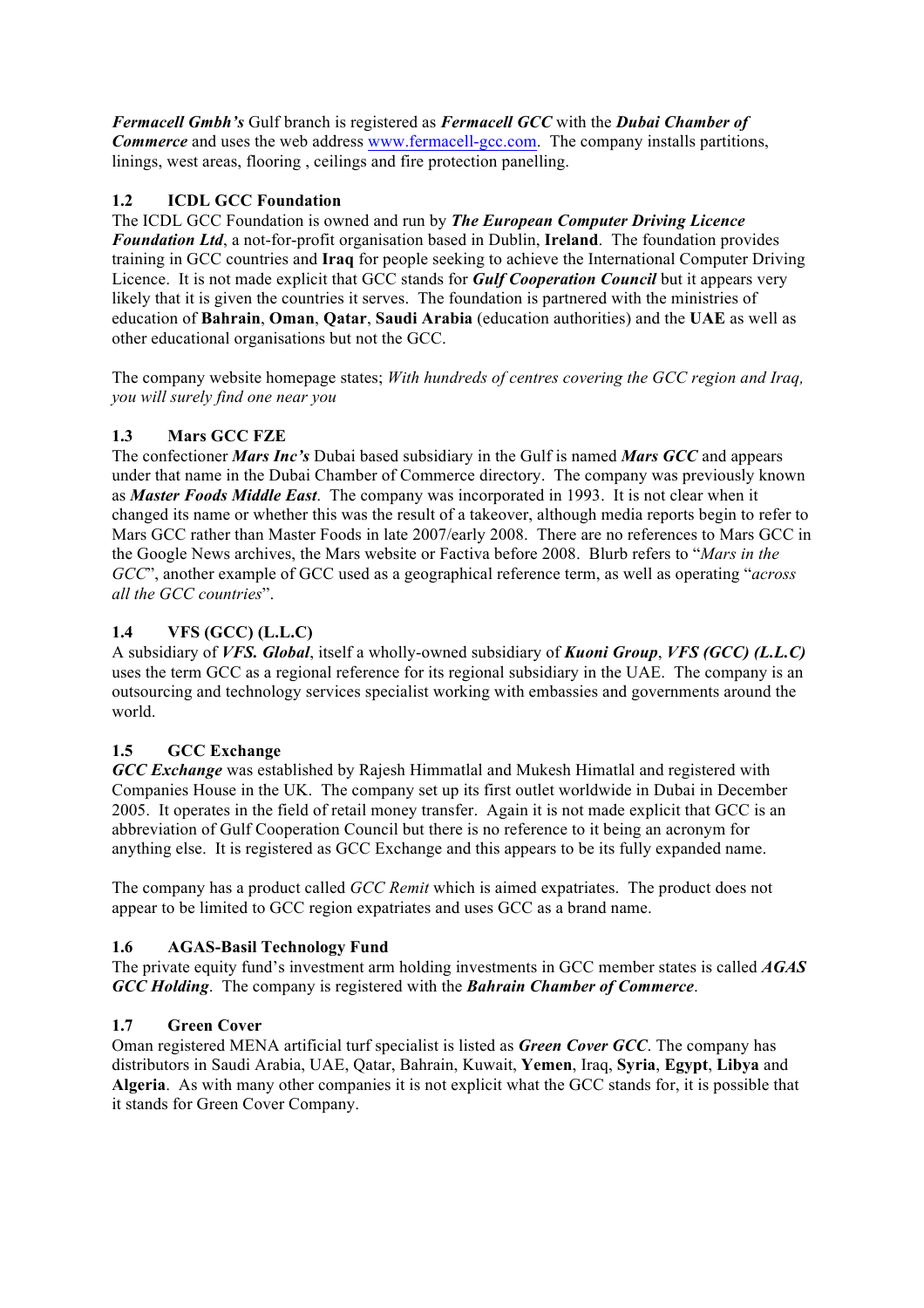***Fermacell Gmbh's*** Gulf branch is registered as ***Fermacell GCC*** with the ***Dubai Chamber of Commerce*** and uses the web address www.fermacell-gcc.com. The company installs partitions, linings, west areas, flooring , ceilings and fire protection panelling.

### 1.2 ICDL GCC Foundation

The ICDL GCC Foundation is owned and run by ***The European Computer Driving Licence Foundation Ltd***, a not-for-profit organisation based in Dublin, **Ireland**. The foundation provides training in GCC countries and **Iraq** for people seeking to achieve the International Computer Driving Licence. It is not made explicit that GCC stands for ***Gulf Cooperation Council*** but it appears very likely that it is given the countries it serves. The foundation is partnered with the ministries of education of **Bahrain**, **Oman**, **Qatar**, **Saudi Arabia** (education authorities) and the **UAE** as well as other educational organisations but not the GCC.

The company website homepage states; *With hundreds of centres covering the GCC region and Iraq, you will surely find one near you*

### 1.3 Mars GCC FZE

The confectioner ***Mars Inc's*** Dubai based subsidiary in the Gulf is named ***Mars GCC*** and appears under that name in the Dubai Chamber of Commerce directory. The company was previously known as ***Master Foods Middle East***. The company was incorporated in 1993. It is not clear when it changed its name or whether this was the result of a takeover, although media reports begin to refer to Mars GCC rather than Master Foods in late 2007/early 2008. There are no references to Mars GCC in the Google News archives, the Mars website or Factiva before 2008. Blurb refers to "*Mars in the GCC*", another example of GCC used as a geographical reference term, as well as operating "*across all the GCC countries*".

### 1.4 VFS (GCC) (L.L.C)

A subsidiary of ***VFS. Global***, itself a wholly-owned subsidiary of ***Kuoni Group***, ***VFS (GCC) (L.L.C)*** uses the term GCC as a regional reference for its regional subsidiary in the UAE. The company is an outsourcing and technology services specialist working with embassies and governments around the world.

### 1.5 GCC Exchange

***GCC Exchange*** was established by Rajesh Himmatlal and Mukesh Himatlal and registered with Companies House in the UK. The company set up its first outlet worldwide in Dubai in December 2005. It operates in the field of retail money transfer. Again it is not made explicit that GCC is an abbreviation of Gulf Cooperation Council but there is no reference to it being an acronym for anything else. It is registered as GCC Exchange and this appears to be its fully expanded name.

The company has a product called *GCC Remit* which is aimed expatriates. The product does not appear to be limited to GCC region expatriates and uses GCC as a brand name.

### 1.6 AGAS-Basil Technology Fund

The private equity fund's investment arm holding investments in GCC member states is called ***AGAS GCC Holding***. The company is registered with the ***Bahrain Chamber of Commerce***.

### 1.7 Green Cover

Oman registered MENA artificial turf specialist is listed as ***Green Cover GCC***. The company has distributors in Saudi Arabia, UAE, Qatar, Bahrain, Kuwait, **Yemen**, Iraq, **Syria**, **Egypt**, **Libya** and **Algeria**. As with many other companies it is not explicit what the GCC stands for, it is possible that it stands for Green Cover Company.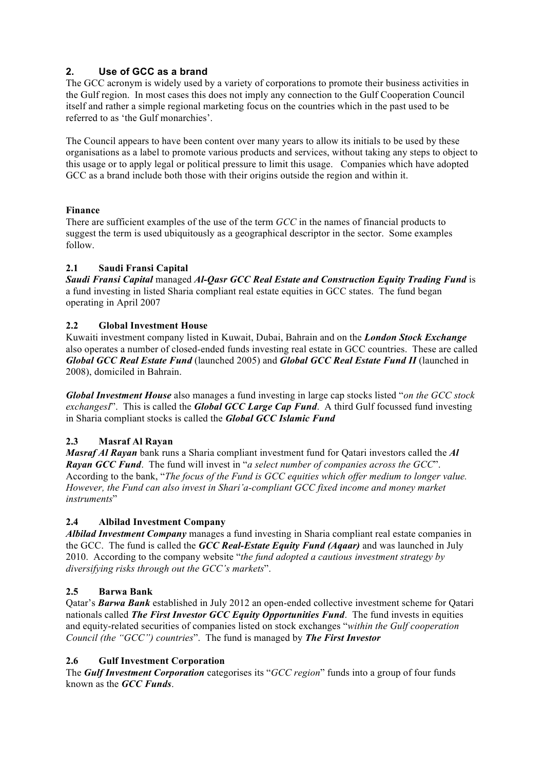## 2. Use of GCC as a brand

The GCC acronym is widely used by a variety of corporations to promote their business activities in the Gulf region. In most cases this does not imply any connection to the Gulf Cooperation Council itself and rather a simple regional marketing focus on the countries which in the past used to be referred to as 'the Gulf monarchies'.

The Council appears to have been content over many years to allow its initials to be used by these organisations as a label to promote various products and services, without taking any steps to object to this usage or to apply legal or political pressure to limit this usage. Companies which have adopted GCC as a brand include both those with their origins outside the region and within it.

**Finance**

There are sufficient examples of the use of the term *GCC* in the names of financial products to suggest the term is used ubiquitously as a geographical descriptor in the sector. Some examples follow.

### 2.1 Saudi Fransi Capital

***Saudi Fransi Capital*** managed ***Al-Qasr GCC Real Estate and Construction Equity Trading Fund*** is a fund investing in listed Sharia compliant real estate equities in GCC states. The fund began operating in April 2007

### 2.2 Global Investment House

Kuwaiti investment company listed in Kuwait, Dubai, Bahrain and on the ***London Stock Exchange*** also operates a number of closed-ended funds investing real estate in GCC countries. These are called ***Global GCC Real Estate Fund*** (launched 2005) and ***Global GCC Real Estate Fund II*** (launched in 2008), domiciled in Bahrain.

***Global Investment House*** also manages a fund investing in large cap stocks listed "*on the GCC stock exchangesI*". This is called the ***Global GCC Large Cap Fund***. A third Gulf focussed fund investing in Sharia compliant stocks is called the ***Global GCC Islamic Fund***

### 2.3 Masraf Al Rayan

***Masraf Al Rayan*** bank runs a Sharia compliant investment fund for Qatari investors called the ***Al Rayan GCC Fund***. The fund will invest in "*a select number of companies across the GCC*". According to the bank, "*The focus of the Fund is GCC equities which offer medium to longer value. However, the Fund can also invest in Shari'a-compliant GCC fixed income and money market instruments*"

### 2.4 Albilad Investment Company

***Albilad Investment Company*** manages a fund investing in Sharia compliant real estate companies in the GCC. The fund is called the ***GCC Real-Estate Equity Fund (Aqaar)*** and was launched in July 2010. According to the company website "*the fund adopted a cautious investment strategy by diversifying risks through out the GCC's markets*".

### 2.5 Barwa Bank

Qatar's ***Barwa Bank*** established in July 2012 an open-ended collective investment scheme for Qatari nationals called ***The First Investor GCC Equity Opportunities Fund***. The fund invests in equities and equity-related securities of companies listed on stock exchanges "*within the Gulf cooperation Council (the "GCC") countries*". The fund is managed by ***The First Investor***

### 2.6 Gulf Investment Corporation

The ***Gulf Investment Corporation*** categorises its "*GCC region*" funds into a group of four funds known as the ***GCC Funds***.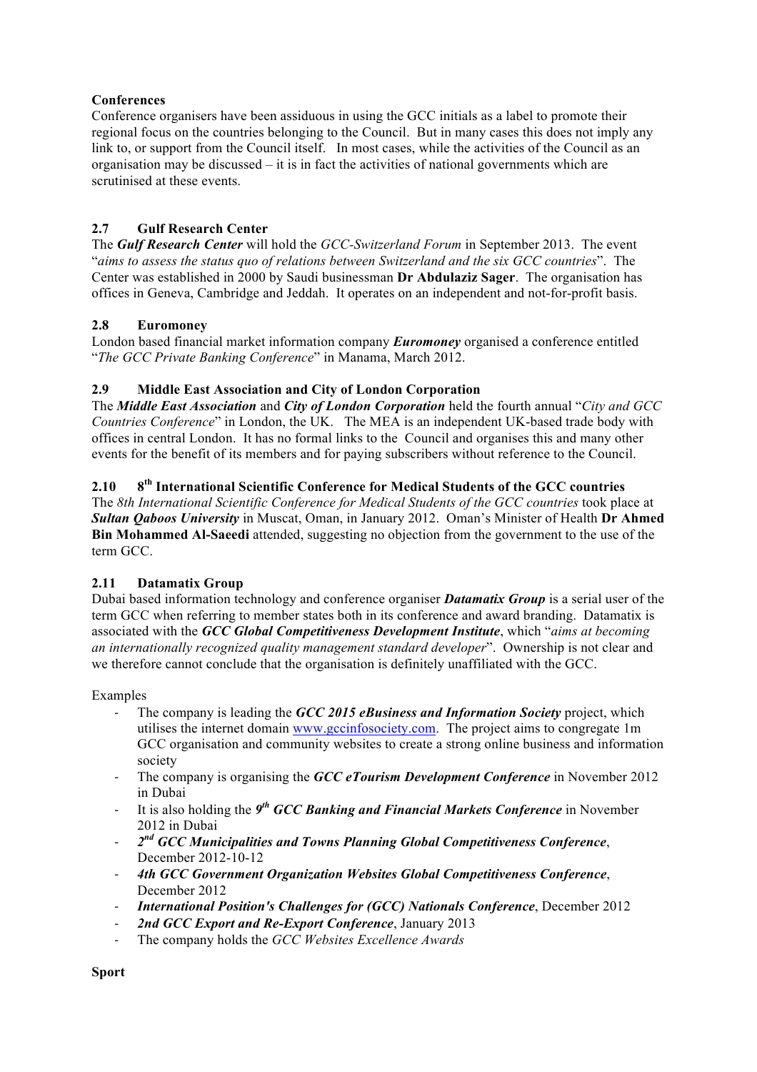**Conferences**

Conference organisers have been assiduous in using the GCC initials as a label to promote their regional focus on the countries belonging to the Council. But in many cases this does not imply any link to, or support from the Council itself. In most cases, while the activities of the Council as an organisation may be discussed – it is in fact the activities of national governments which are scrutinised at these events.

### 2.7 Gulf Research Center

The ***Gulf Research Center*** will hold the *GCC-Switzerland Forum* in September 2013. The event "*aims to assess the status quo of relations between Switzerland and the six GCC countries*". The Center was established in 2000 by Saudi businessman **Dr Abdulaziz Sager**. The organisation has offices in Geneva, Cambridge and Jeddah. It operates on an independent and not-for-profit basis.

### 2.8 Euromoney

London based financial market information company ***Euromoney*** organised a conference entitled "*The GCC Private Banking Conference*" in Manama, March 2012.

### 2.9 Middle East Association and City of London Corporation

The ***Middle East Association*** and ***City of London Corporation*** held the fourth annual "*City and GCC Countries Conference*" in London, the UK. The MEA is an independent UK-based trade body with offices in central London. It has no formal links to the Council and organises this and many other events for the benefit of its members and for paying subscribers without reference to the Council.

### 2.10 8th International Scientific Conference for Medical Students of the GCC countries

The *8th International Scientific Conference for Medical Students of the GCC countries* took place at ***Sultan Qaboos University*** in Muscat, Oman, in January 2012. Oman's Minister of Health **Dr Ahmed Bin Mohammed Al-Saeedi** attended, suggesting no objection from the government to the use of the term GCC.

### 2.11 Datamatix Group

Dubai based information technology and conference organiser ***Datamatix Group*** is a serial user of the term GCC when referring to member states both in its conference and award branding. Datamatix is associated with the ***GCC Global Competitiveness Development Institute***, which "*aims at becoming an internationally recognized quality management standard developer*". Ownership is not clear and we therefore cannot conclude that the organisation is definitely unaffiliated with the GCC.

Examples

- The company is leading the ***GCC 2015 eBusiness and Information Society*** project, which utilises the internet domain www.gccinfosociety.com. The project aims to congregate 1m GCC organisation and community websites to create a strong online business and information society
- The company is organising the ***GCC eTourism Development Conference*** in November 2012 in Dubai
- It is also holding the ***9th GCC Banking and Financial Markets Conference*** in November 2012 in Dubai
- ***2nd GCC Municipalities and Towns Planning Global Competitiveness Conference***, December 2012-10-12
- ***4th GCC Government Organization Websites Global Competitiveness Conference***, December 2012
- ***International Position's Challenges for (GCC) Nationals Conference***, December 2012
- ***2nd GCC Export and Re-Export Conference***, January 2013
- The company holds the *GCC Websites Excellence Awards*

**Sport**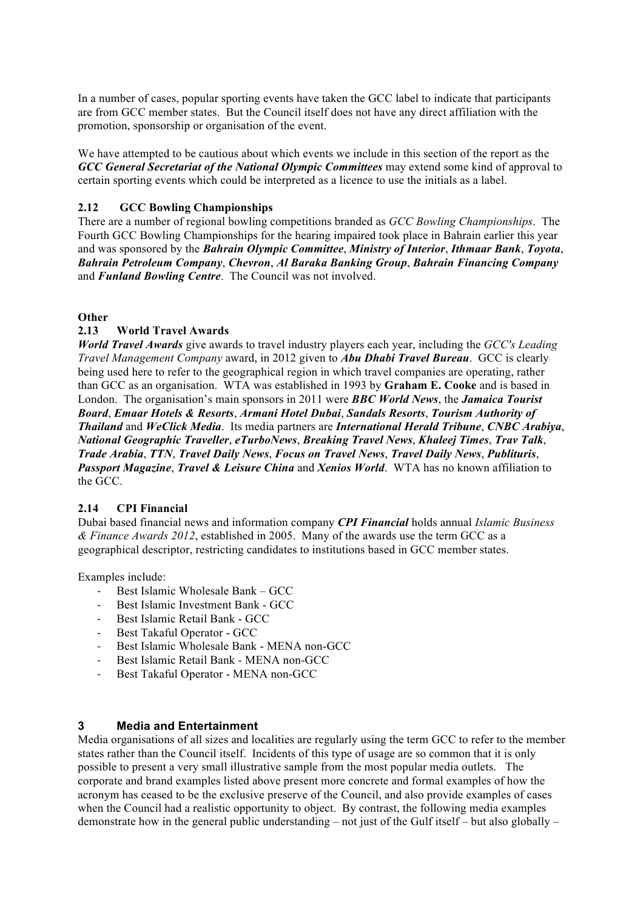In a number of cases, popular sporting events have taken the GCC label to indicate that participants are from GCC member states. But the Council itself does not have any direct affiliation with the promotion, sponsorship or organisation of the event.

We have attempted to be cautious about which events we include in this section of the report as the ***GCC General Secretariat of the National Olympic Committees*** may extend some kind of approval to certain sporting events which could be interpreted as a licence to use the initials as a label.

### 2.12 GCC Bowling Championships

There are a number of regional bowling competitions branded as *GCC Bowling Championships*. The Fourth GCC Bowling Championships for the hearing impaired took place in Bahrain earlier this year and was sponsored by the ***Bahrain Olympic Committee***, ***Ministry of Interior***, ***Ithmaar Bank***, ***Toyota***, ***Bahrain Petroleum Company***, ***Chevron***, ***Al Baraka Banking Group***, ***Bahrain Financing Company*** and ***Funland Bowling Centre***. The Council was not involved.

**Other**

### 2.13 World Travel Awards

***World Travel Awards*** give awards to travel industry players each year, including the *GCC's Leading Travel Management Company* award, in 2012 given to ***Abu Dhabi Travel Bureau***. GCC is clearly being used here to refer to the geographical region in which travel companies are operating, rather than GCC as an organisation. WTA was established in 1993 by **Graham E. Cooke** and is based in London. The organisation's main sponsors in 2011 were ***BBC World News***, the ***Jamaica Tourist Board***, ***Emaar Hotels & Resorts***, ***Armani Hotel Dubai***, ***Sandals Resorts***, ***Tourism Authority of Thailand*** and ***WeClick Media***. Its media partners are ***International Herald Tribune***, ***CNBC Arabiya***, ***National Geographic Traveller***, ***eTurboNews***, ***Breaking Travel News***, ***Khaleej Times***, ***Trav Talk***, ***Trade Arabia***, ***TTN***, ***Travel Daily News***, ***Focus on Travel News***, ***Travel Daily News***, ***Publituris***, ***Passport Magazine***, ***Travel & Leisure China*** and ***Xenios World***. WTA has no known affiliation to the GCC.

### 2.14 CPI Financial

Dubai based financial news and information company ***CPI Financial*** holds annual *Islamic Business & Finance Awards 2012*, established in 2005. Many of the awards use the term GCC as a geographical descriptor, restricting candidates to institutions based in GCC member states.

Examples include:

- Best Islamic Wholesale Bank – GCC
- Best Islamic Investment Bank - GCC
- Best Islamic Retail Bank - GCC
- Best Takaful Operator - GCC
- Best Islamic Wholesale Bank - MENA non-GCC
- Best Islamic Retail Bank - MENA non-GCC
- Best Takaful Operator - MENA non-GCC

## 3 Media and Entertainment

Media organisations of all sizes and localities are regularly using the term GCC to refer to the member states rather than the Council itself. Incidents of this type of usage are so common that it is only possible to present a very small illustrative sample from the most popular media outlets. The corporate and brand examples listed above present more concrete and formal examples of how the acronym has ceased to be the exclusive preserve of the Council, and also provide examples of cases when the Council had a realistic opportunity to object. By contrast, the following media examples demonstrate how in the general public understanding – not just of the Gulf itself – but also globally –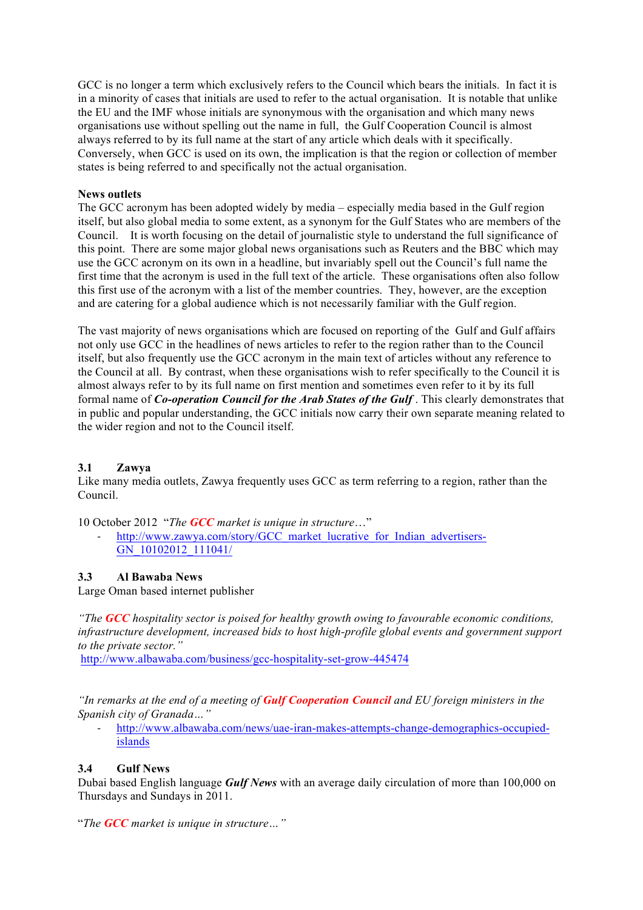GCC is no longer a term which exclusively refers to the Council which bears the initials. In fact it is in a minority of cases that initials are used to refer to the actual organisation. It is notable that unlike the EU and the IMF whose initials are synonymous with the organisation and which many news organisations use without spelling out the name in full, the Gulf Cooperation Council is almost always referred to by its full name at the start of any article which deals with it specifically. Conversely, when GCC is used on its own, the implication is that the region or collection of member states is being referred to and specifically not the actual organisation.

**News outlets**

The GCC acronym has been adopted widely by media – especially media based in the Gulf region itself, but also global media to some extent, as a synonym for the Gulf States who are members of the Council. It is worth focusing on the detail of journalistic style to understand the full significance of this point. There are some major global news organisations such as Reuters and the BBC which may use the GCC acronym on its own in a headline, but invariably spell out the Council's full name the first time that the acronym is used in the full text of the article. These organisations often also follow this first use of the acronym with a list of the member countries. They, however, are the exception and are catering for a global audience which is not necessarily familiar with the Gulf region.

The vast majority of news organisations which are focused on reporting of the Gulf and Gulf affairs not only use GCC in the headlines of news articles to refer to the region rather than to the Council itself, but also frequently use the GCC acronym in the main text of articles without any reference to the Council at all. By contrast, when these organisations wish to refer specifically to the Council it is almost always refer to by its full name on first mention and sometimes even refer to it by its full formal name of ***Co-operation Council for the Arab States of the Gulf*** . This clearly demonstrates that in public and popular understanding, the GCC initials now carry their own separate meaning related to the wider region and not to the Council itself.

### 3.1 Zawya

Like many media outlets, Zawya frequently uses GCC as term referring to a region, rather than the Council.

10 October 2012 "*The **GCC** market is unique in structure*…"

- http://www.zawya.com/story/GCC_market_lucrative_for_Indian_advertisers-GN_10102012_111041/

### 3.3 Al Bawaba News

Large Oman based internet publisher

*"The **GCC** hospitality sector is poised for healthy growth owing to favourable economic conditions, infrastructure development, increased bids to host high-profile global events and government support to the private sector."*

http://www.albawaba.com/business/gcc-hospitality-set-grow-445474

*"In remarks at the end of a meeting of **Gulf Cooperation Council** and EU foreign ministers in the Spanish city of Granada…"*

- http://www.albawaba.com/news/uae-iran-makes-attempts-change-demographics-occupied-islands

### 3.4 Gulf News

Dubai based English language ***Gulf News*** with an average daily circulation of more than 100,000 on Thursdays and Sundays in 2011.

"*The **GCC** market is unique in structure…"*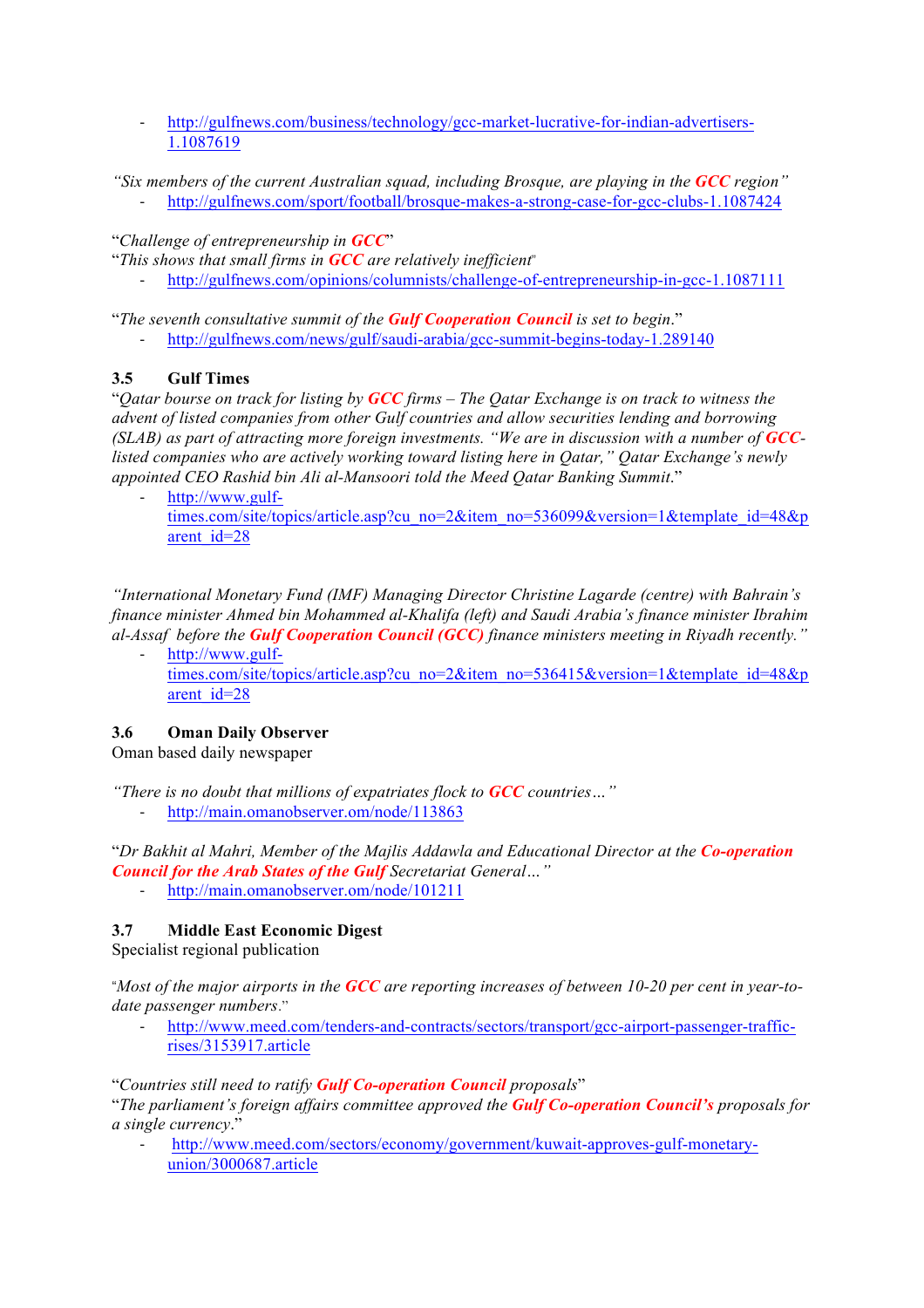- http://gulfnews.com/business/technology/gcc-market-lucrative-for-indian-advertisers-1.1087619

*"Six members of the current Australian squad, including Brosque, are playing in the* ***GCC*** *region"*

- http://gulfnews.com/sport/football/brosque-makes-a-strong-case-for-gcc-clubs-1.1087424

"*Challenge of entrepreneurship in* ***GCC***"
"*This shows that small firms in* ***GCC*** *are relatively inefficient*"

- http://gulfnews.com/opinions/columnists/challenge-of-entrepreneurship-in-gcc-1.1087111

"*The seventh consultative summit of the* ***Gulf Cooperation Council*** *is set to begin*."

- http://gulfnews.com/news/gulf/saudi-arabia/gcc-summit-begins-today-1.289140

### 3.5 Gulf Times

"*Qatar bourse on track for listing by* ***GCC*** *firms – The Qatar Exchange is on track to witness the advent of listed companies from other Gulf countries and allow securities lending and borrowing (SLAB) as part of attracting more foreign investments. "We are in discussion with a number of* ***GCC****-listed companies who are actively working toward listing here in Qatar," Qatar Exchange's newly appointed CEO Rashid bin Ali al-Mansoori told the Meed Qatar Banking Summit*."

- http://www.gulf-times.com/site/topics/article.asp?cu_no=2&item_no=536099&version=1&template_id=48&parent_id=28

*"International Monetary Fund (IMF) Managing Director Christine Lagarde (centre) with Bahrain's finance minister Ahmed bin Mohammed al-Khalifa (left) and Saudi Arabia's finance minister Ibrahim al-Assaf before the* ***Gulf Cooperation Council (GCC)*** *finance ministers meeting in Riyadh recently."*

- http://www.gulf-times.com/site/topics/article.asp?cu_no=2&item_no=536415&version=1&template_id=48&parent_id=28

### 3.6 Oman Daily Observer

Oman based daily newspaper

*"There is no doubt that millions of expatriates flock to* ***GCC*** *countries…"*

- http://main.omanobserver.com/node/113863

"*Dr Bakhit al Mahri, Member of the Majlis Addawla and Educational Director at the* ***Co-operation Council for the Arab States of the Gulf*** *Secretariat General…"*

- http://main.omanobserver.com/node/101211

### 3.7 Middle East Economic Digest

Specialist regional publication

"*Most of the major airports in the* ***GCC*** *are reporting increases of between 10-20 per cent in year-to-date passenger numbers*."

- http://www.meed.com/tenders-and-contracts/sectors/transport/gcc-airport-passenger-traffic-rises/3153917.article

"*Countries still need to ratify* ***Gulf Co-operation Council*** *proposals*"
"*The parliament's foreign affairs committee approved the* ***Gulf Co-operation Council's*** *proposals for a single currency*."

- http://www.meed.com/sectors/economy/government/kuwait-approves-gulf-monetary-union/3000687.article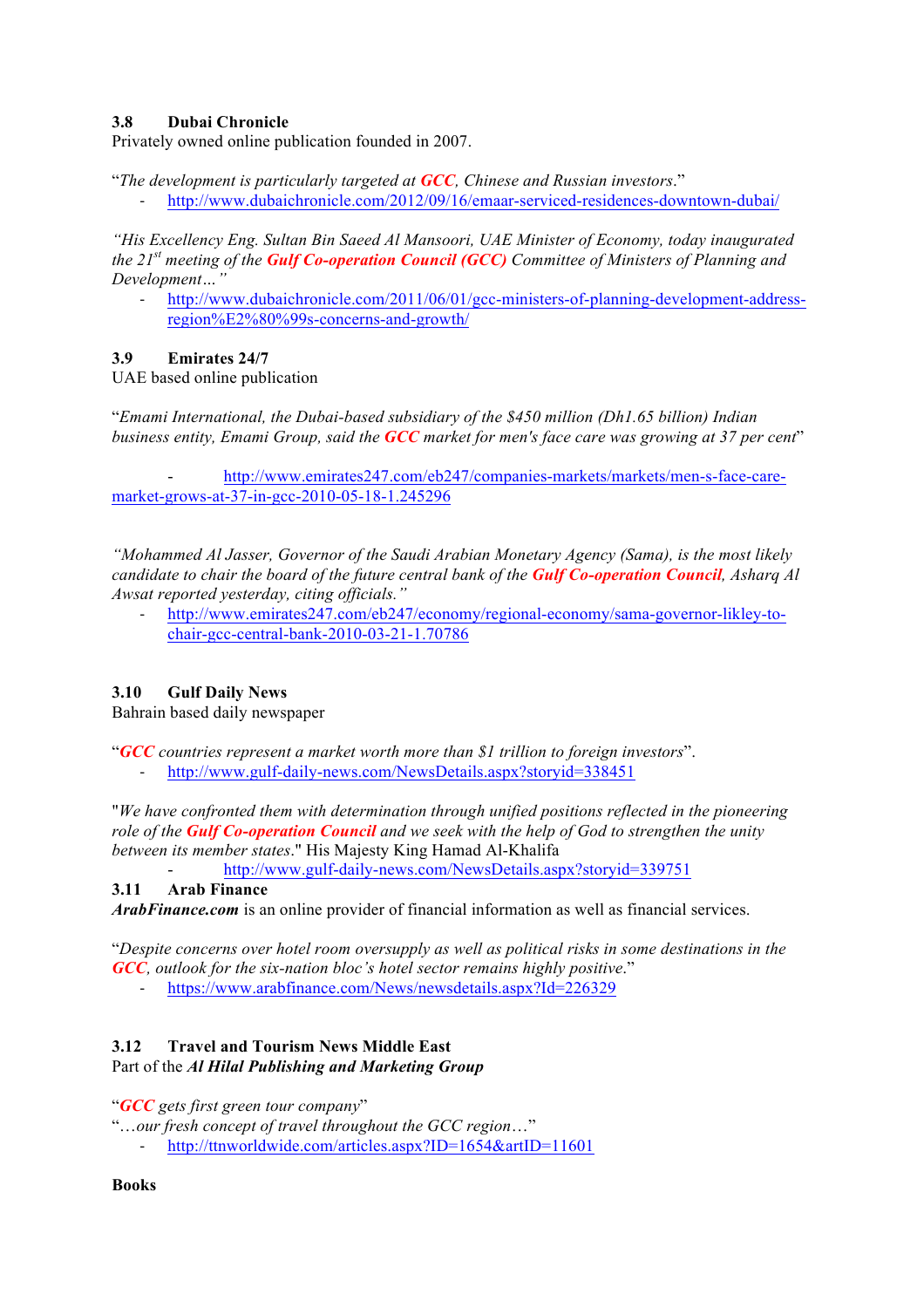### 3.8 Dubai Chronicle

Privately owned online publication founded in 2007.

"*The development is particularly targeted at **GCC**, Chinese and Russian investors*."

- http://www.dubaichronicle.com/2012/09/16/emaar-serviced-residences-downtown-dubai/

*"His Excellency Eng. Sultan Bin Saeed Al Mansoori, UAE Minister of Economy, today inaugurated the 21st meeting of the **Gulf Co-operation Council (GCC)** Committee of Ministers of Planning and Development…"*

- http://www.dubaichronicle.com/2011/06/01/gcc-ministers-of-planning-development-address-region%E2%80%99s-concerns-and-growth/

### 3.9 Emirates 24/7

UAE based online publication

"*Emami International, the Dubai-based subsidiary of the $450 million (Dh1.65 billion) Indian business entity, Emami Group, said the **GCC** market for men's face care was growing at 37 per cent*"

- http://www.emirates247.com/eb247/companies-markets/markets/men-s-face-care-market-grows-at-37-in-gcc-2010-05-18-1.245296

*"Mohammed Al Jasser, Governor of the Saudi Arabian Monetary Agency (Sama), is the most likely candidate to chair the board of the future central bank of the **Gulf Co-operation Council**, Asharq Al Awsat reported yesterday, citing officials."*

- http://www.emirates247.com/eb247/economy/regional-economy/sama-governor-likley-to-chair-gcc-central-bank-2010-03-21-1.70786

### 3.10 Gulf Daily News

Bahrain based daily newspaper

"***GCC** countries represent a market worth more than $1 trillion to foreign investors*".

- http://www.gulf-daily-news.com/NewsDetails.aspx?storyid=338451

"*We have confronted them with determination through unified positions reflected in the pioneering role of the **Gulf Co-operation Council** and we seek with the help of God to strengthen the unity between its member states*." His Majesty King Hamad Al-Khalifa

- http://www.gulf-daily-news.com/NewsDetails.aspx?storyid=339751

### 3.11 Arab Finance

***ArabFinance.com*** is an online provider of financial information as well as financial services.

"*Despite concerns over hotel room oversupply as well as political risks in some destinations in the **GCC**, outlook for the six-nation bloc's hotel sector remains highly positive*."

- https://www.arabfinance.com/News/newsdetails.aspx?Id=226329

### 3.12 Travel and Tourism News Middle East

Part of the ***Al Hilal Publishing and Marketing Group***

"***GCC** gets first green tour company*"

"*…our fresh concept of travel throughout the GCC region…*"

- http://ttnworldwide.com/articles.aspx?ID=1654&artID=11601

**Books**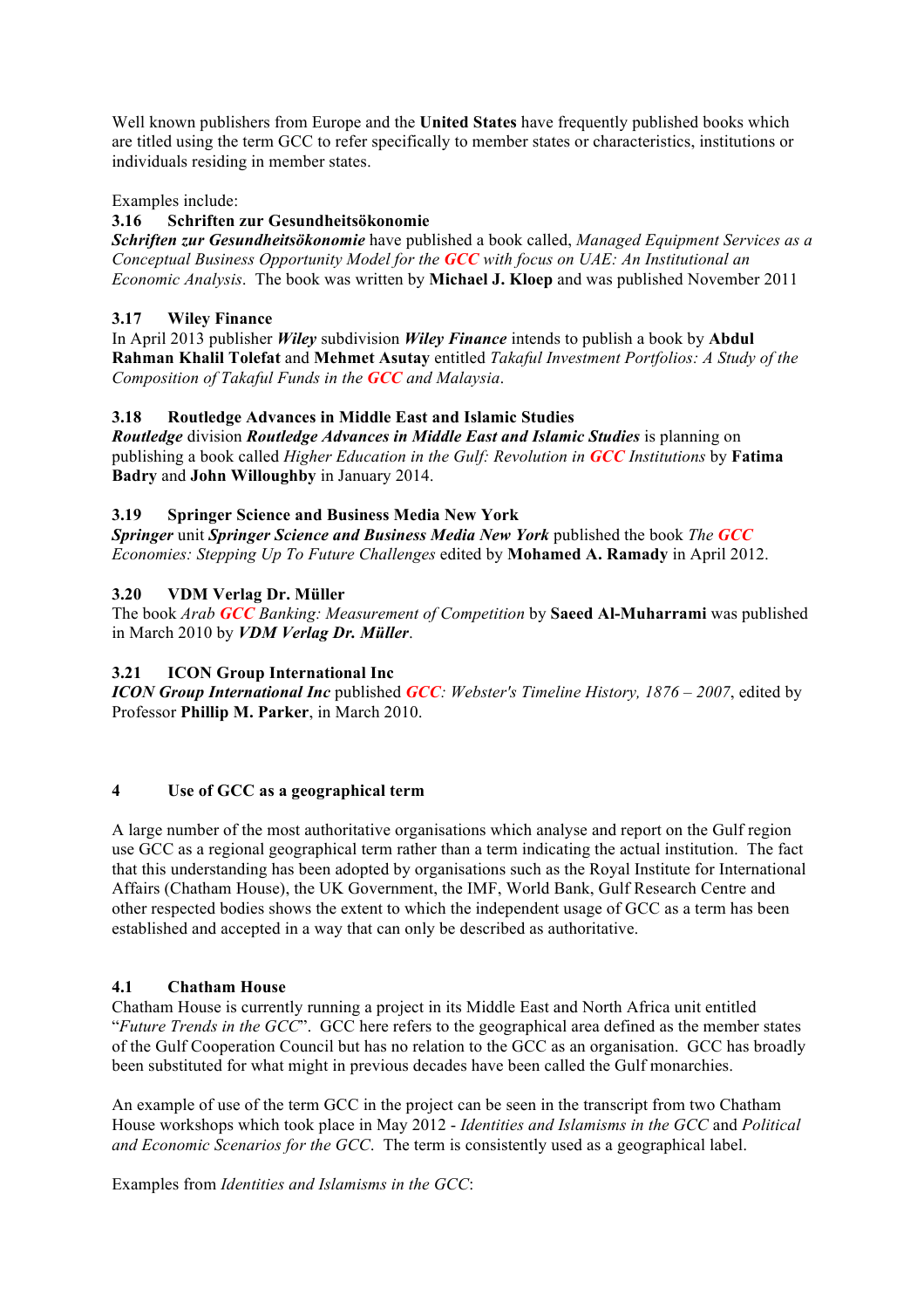Well known publishers from Europe and the **United States** have frequently published books which are titled using the term GCC to refer specifically to member states or characteristics, institutions or individuals residing in member states.

Examples include:

### 3.16 Schriften zur Gesundheitsökonomie

***Schriften zur Gesundheitsökonomie*** have published a book called, *Managed Equipment Services as a Conceptual Business Opportunity Model for the **GCC** with focus on UAE: An Institutional an Economic Analysis*. The book was written by **Michael J. Kloep** and was published November 2011

### 3.17 Wiley Finance

In April 2013 publisher ***Wiley*** subdivision ***Wiley Finance*** intends to publish a book by **Abdul Rahman Khalil Tolefat** and **Mehmet Asutay** entitled *Takaful Investment Portfolios: A Study of the Composition of Takaful Funds in the **GCC** and Malaysia*.

### 3.18 Routledge Advances in Middle East and Islamic Studies

***Routledge*** division ***Routledge Advances in Middle East and Islamic Studies*** is planning on publishing a book called *Higher Education in the Gulf: Revolution in **GCC** Institutions* by **Fatima Badry** and **John Willoughby** in January 2014.

### 3.19 Springer Science and Business Media New York

***Springer*** unit ***Springer Science and Business Media New York*** published the book *The **GCC** Economies: Stepping Up To Future Challenges* edited by **Mohamed A. Ramady** in April 2012.

### 3.20 VDM Verlag Dr. Müller

The book *Arab **GCC** Banking: Measurement of Competition* by **Saeed Al-Muharrami** was published in March 2010 by ***VDM Verlag Dr. Müller***.

### 3.21 ICON Group International Inc

***ICON Group International Inc*** published ***GCC**: Webster's Timeline History, 1876 – 2007*, edited by Professor **Phillip M. Parker**, in March 2010.

## 4 Use of GCC as a geographical term

A large number of the most authoritative organisations which analyse and report on the Gulf region use GCC as a regional geographical term rather than a term indicating the actual institution. The fact that this understanding has been adopted by organisations such as the Royal Institute for International Affairs (Chatham House), the UK Government, the IMF, World Bank, Gulf Research Centre and other respected bodies shows the extent to which the independent usage of GCC as a term has been established and accepted in a way that can only be described as authoritative.

### 4.1 Chatham House

Chatham House is currently running a project in its Middle East and North Africa unit entitled "*Future Trends in the GCC*". GCC here refers to the geographical area defined as the member states of the Gulf Cooperation Council but has no relation to the GCC as an organisation. GCC has broadly been substituted for what might in previous decades have been called the Gulf monarchies.

An example of use of the term GCC in the project can be seen in the transcript from two Chatham House workshops which took place in May 2012 - *Identities and Islamisms in the GCC* and *Political and Economic Scenarios for the GCC*. The term is consistently used as a geographical label.

Examples from *Identities and Islamisms in the GCC*: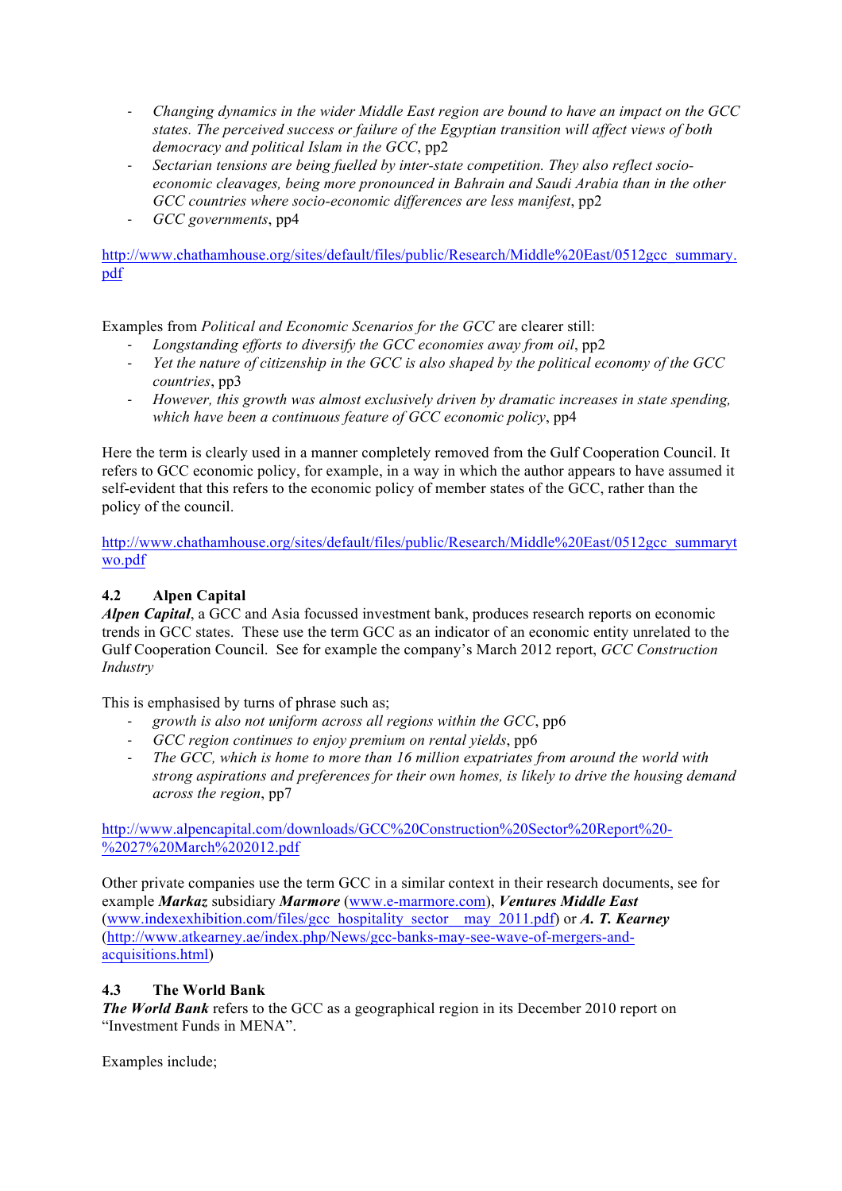- *Changing dynamics in the wider Middle East region are bound to have an impact on the GCC states. The perceived success or failure of the Egyptian transition will affect views of both democracy and political Islam in the GCC*, pp2
- *Sectarian tensions are being fuelled by inter-state competition. They also reflect socio-economic cleavages, being more pronounced in Bahrain and Saudi Arabia than in the other GCC countries where socio-economic differences are less manifest*, pp2
- *GCC governments*, pp4

http://www.chathamhouse.org/sites/default/files/public/Research/Middle%20East/0512gcc_summary.pdf

Examples from *Political and Economic Scenarios for the GCC* are clearer still:

- *Longstanding efforts to diversify the GCC economies away from oil*, pp2
- *Yet the nature of citizenship in the GCC is also shaped by the political economy of the GCC countries*, pp3
- *However, this growth was almost exclusively driven by dramatic increases in state spending, which have been a continuous feature of GCC economic policy*, pp4

Here the term is clearly used in a manner completely removed from the Gulf Cooperation Council. It refers to GCC economic policy, for example, in a way in which the author appears to have assumed it self-evident that this refers to the economic policy of member states of the GCC, rather than the policy of the council.

http://www.chathamhouse.org/sites/default/files/public/Research/Middle%20East/0512gcc_summarytwo.pdf

### 4.2 Alpen Capital

***Alpen Capital***, a GCC and Asia focussed investment bank, produces research reports on economic trends in GCC states. These use the term GCC as an indicator of an economic entity unrelated to the Gulf Cooperation Council. See for example the company's March 2012 report, *GCC Construction Industry*

This is emphasised by turns of phrase such as;

- *growth is also not uniform across all regions within the GCC*, pp6
- *GCC region continues to enjoy premium on rental yields*, pp6
- *The GCC, which is home to more than 16 million expatriates from around the world with strong aspirations and preferences for their own homes, is likely to drive the housing demand across the region*, pp7

http://www.alpencapital.com/downloads/GCC%20Construction%20Sector%20Report%20-%2027%20March%202012.pdf

Other private companies use the term GCC in a similar context in their research documents, see for example ***Markaz*** subsidiary ***Marmore*** (www.e-marmore.com), ***Ventures Middle East*** (www.indexexhibition.com/files/gcc_hospitality_sector__may_2011.pdf) or ***A. T. Kearney*** (http://www.atkearney.ae/index.php/News/gcc-banks-may-see-wave-of-mergers-and-acquisitions.html)

### 4.3 The World Bank

***The World Bank*** refers to the GCC as a geographical region in its December 2010 report on "Investment Funds in MENA".

Examples include;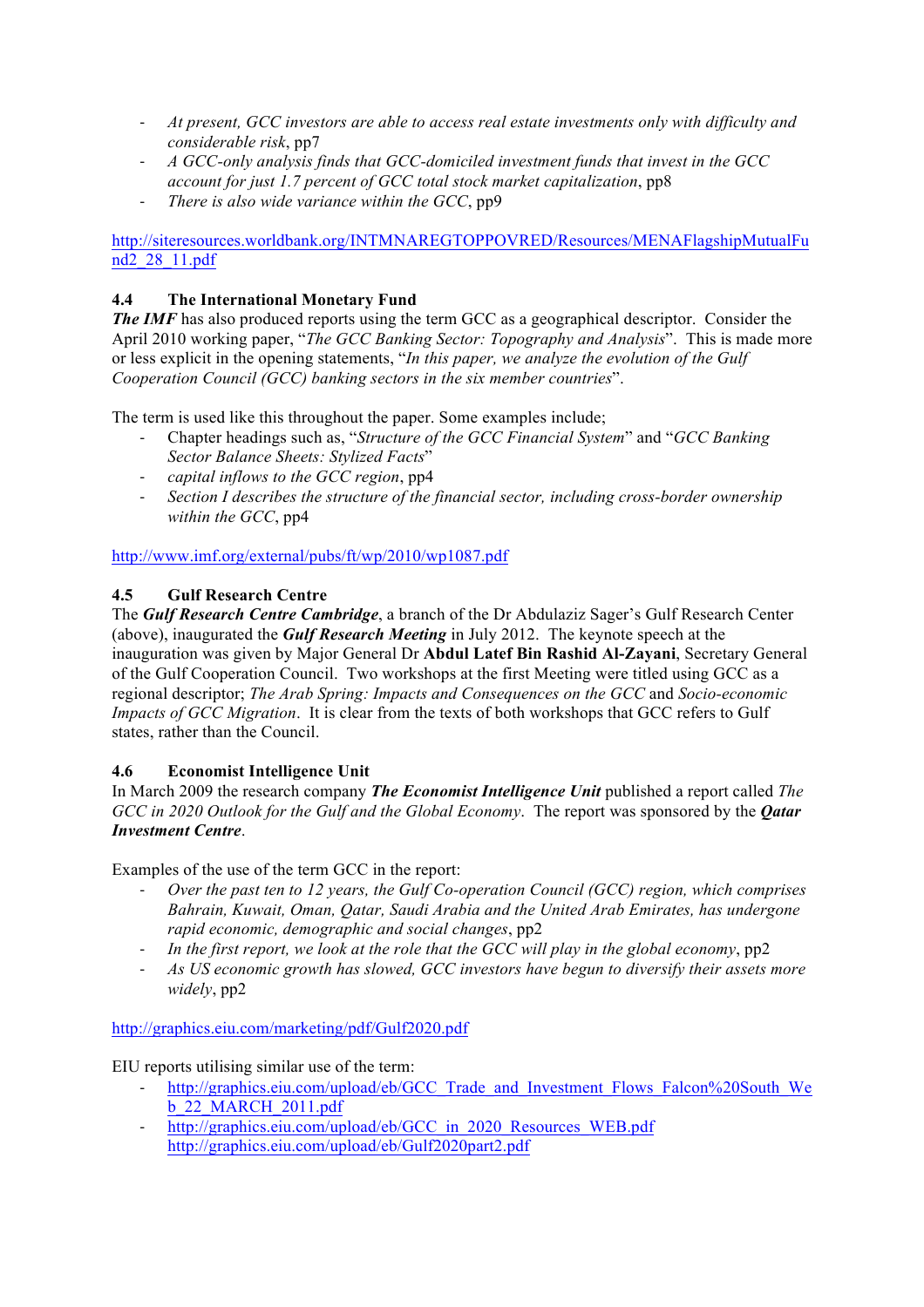- *At present, GCC investors are able to access real estate investments only with difficulty and considerable risk*, pp7
- *A GCC-only analysis finds that GCC-domiciled investment funds that invest in the GCC account for just 1.7 percent of GCC total stock market capitalization*, pp8
- *There is also wide variance within the GCC*, pp9

http://siteresources.worldbank.org/INTMNAREGTOPPOVRED/Resources/MENAFlagshipMutualFund2_28_11.pdf

### 4.4 The International Monetary Fund

***The IMF*** has also produced reports using the term GCC as a geographical descriptor. Consider the April 2010 working paper, "*The GCC Banking Sector: Topography and Analysis*". This is made more or less explicit in the opening statements, "*In this paper, we analyze the evolution of the Gulf Cooperation Council (GCC) banking sectors in the six member countries*".

The term is used like this throughout the paper. Some examples include;

- Chapter headings such as, "*Structure of the GCC Financial System*" and "*GCC Banking Sector Balance Sheets: Stylized Facts*"
- *capital inflows to the GCC region*, pp4
- *Section I describes the structure of the financial sector, including cross-border ownership within the GCC*, pp4

http://www.imf.org/external/pubs/ft/wp/2010/wp1087.pdf

### 4.5 Gulf Research Centre

The ***Gulf Research Centre Cambridge***, a branch of the Dr Abdulaziz Sager's Gulf Research Center (above), inaugurated the ***Gulf Research Meeting*** in July 2012. The keynote speech at the inauguration was given by Major General Dr **Abdul Latef Bin Rashid Al-Zayani**, Secretary General of the Gulf Cooperation Council. Two workshops at the first Meeting were titled using GCC as a regional descriptor; *The Arab Spring: Impacts and Consequences on the GCC* and *Socio-economic Impacts of GCC Migration*. It is clear from the texts of both workshops that GCC refers to Gulf states, rather than the Council.

### 4.6 Economist Intelligence Unit

In March 2009 the research company ***The Economist Intelligence Unit*** published a report called *The GCC in 2020 Outlook for the Gulf and the Global Economy*. The report was sponsored by the ***Qatar Investment Centre***.

Examples of the use of the term GCC in the report:

- *Over the past ten to 12 years, the Gulf Co-operation Council (GCC) region, which comprises Bahrain, Kuwait, Oman, Qatar, Saudi Arabia and the United Arab Emirates, has undergone rapid economic, demographic and social changes*, pp2
- *In the first report, we look at the role that the GCC will play in the global economy*, pp2
- *As US economic growth has slowed, GCC investors have begun to diversify their assets more widely*, pp2

http://graphics.eiu.com/marketing/pdf/Gulf2020.pdf

EIU reports utilising similar use of the term:

- http://graphics.eiu.com/upload/eb/GCC_Trade_and_Investment_Flows_Falcon%20South_Web_22_MARCH_2011.pdf
- http://graphics.eiu.com/upload/eb/GCC_in_2020_Resources_WEB.pdf
  http://graphics.eiu.com/upload/eb/Gulf2020part2.pdf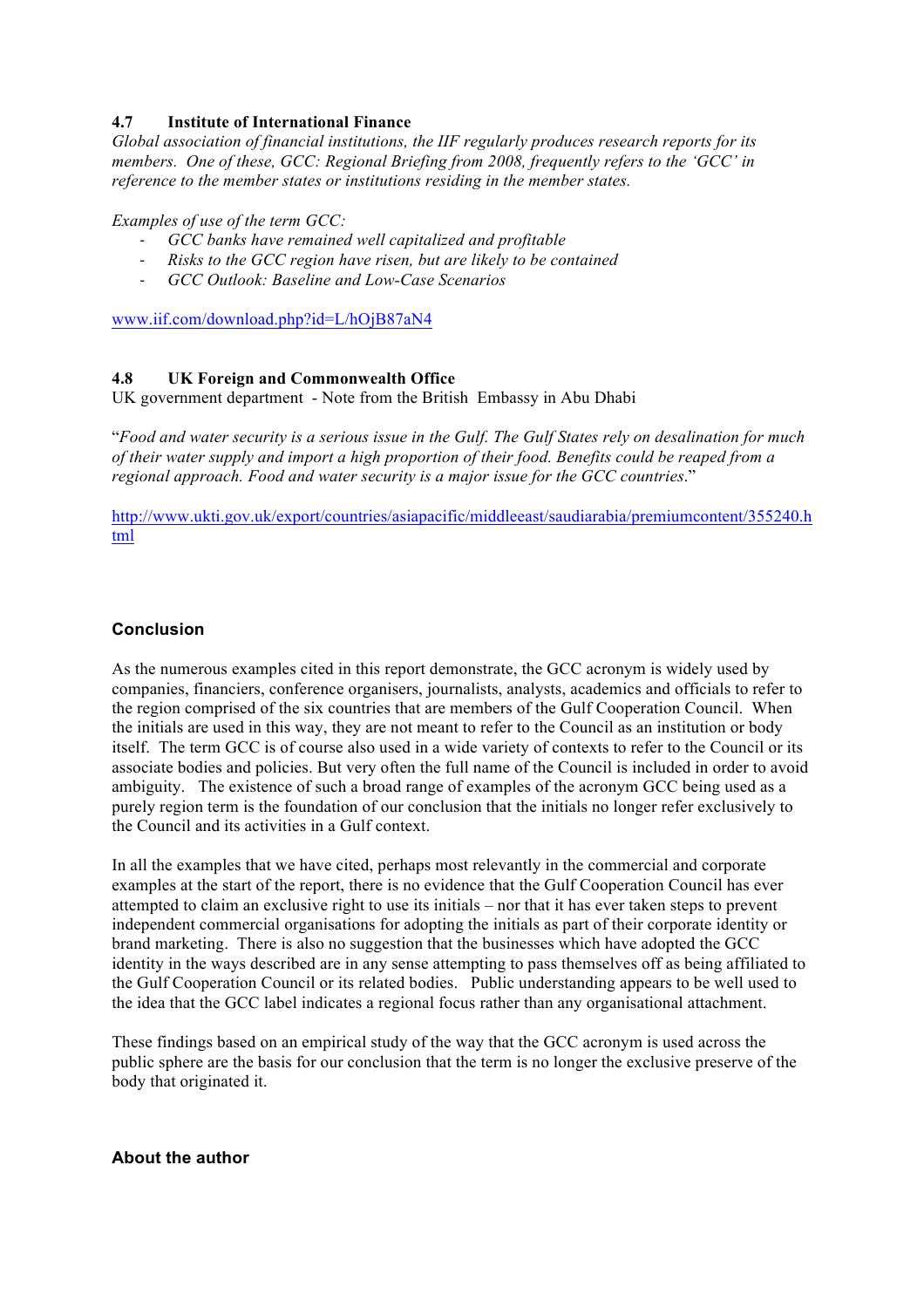### 4.7 Institute of International Finance

*Global association of financial institutions, the IIF regularly produces research reports for its members. One of these, GCC: Regional Briefing from 2008, frequently refers to the 'GCC' in reference to the member states or institutions residing in the member states.*

*Examples of use of the term GCC:*

- *GCC banks have remained well capitalized and profitable*
- *Risks to the GCC region have risen, but are likely to be contained*
- *GCC Outlook: Baseline and Low-Case Scenarios*

www.iif.com/download.php?id=L/hOjB87aN4

### 4.8 UK Foreign and Commonwealth Office

UK government department - Note from the British Embassy in Abu Dhabi

"*Food and water security is a serious issue in the Gulf. The Gulf States rely on desalination for much of their water supply and import a high proportion of their food. Benefits could be reaped from a regional approach. Food and water security is a major issue for the GCC countries*."

http://www.ukti.gov.uk/export/countries/asiapacific/middleeast/saudiarabia/premiumcontent/355240.html

## Conclusion

As the numerous examples cited in this report demonstrate, the GCC acronym is widely used by companies, financiers, conference organisers, journalists, analysts, academics and officials to refer to the region comprised of the six countries that are members of the Gulf Cooperation Council. When the initials are used in this way, they are not meant to refer to the Council as an institution or body itself. The term GCC is of course also used in a wide variety of contexts to refer to the Council or its associate bodies and policies. But very often the full name of the Council is included in order to avoid ambiguity. The existence of such a broad range of examples of the acronym GCC being used as a purely region term is the foundation of our conclusion that the initials no longer refer exclusively to the Council and its activities in a Gulf context.

In all the examples that we have cited, perhaps most relevantly in the commercial and corporate examples at the start of the report, there is no evidence that the Gulf Cooperation Council has ever attempted to claim an exclusive right to use its initials – nor that it has ever taken steps to prevent independent commercial organisations for adopting the initials as part of their corporate identity or brand marketing. There is also no suggestion that the businesses which have adopted the GCC identity in the ways described are in any sense attempting to pass themselves off as being affiliated to the Gulf Cooperation Council or its related bodies. Public understanding appears to be well used to the idea that the GCC label indicates a regional focus rather than any organisational attachment.

These findings based on an empirical study of the way that the GCC acronym is used across the public sphere are the basis for our conclusion that the term is no longer the exclusive preserve of the body that originated it.

## About the author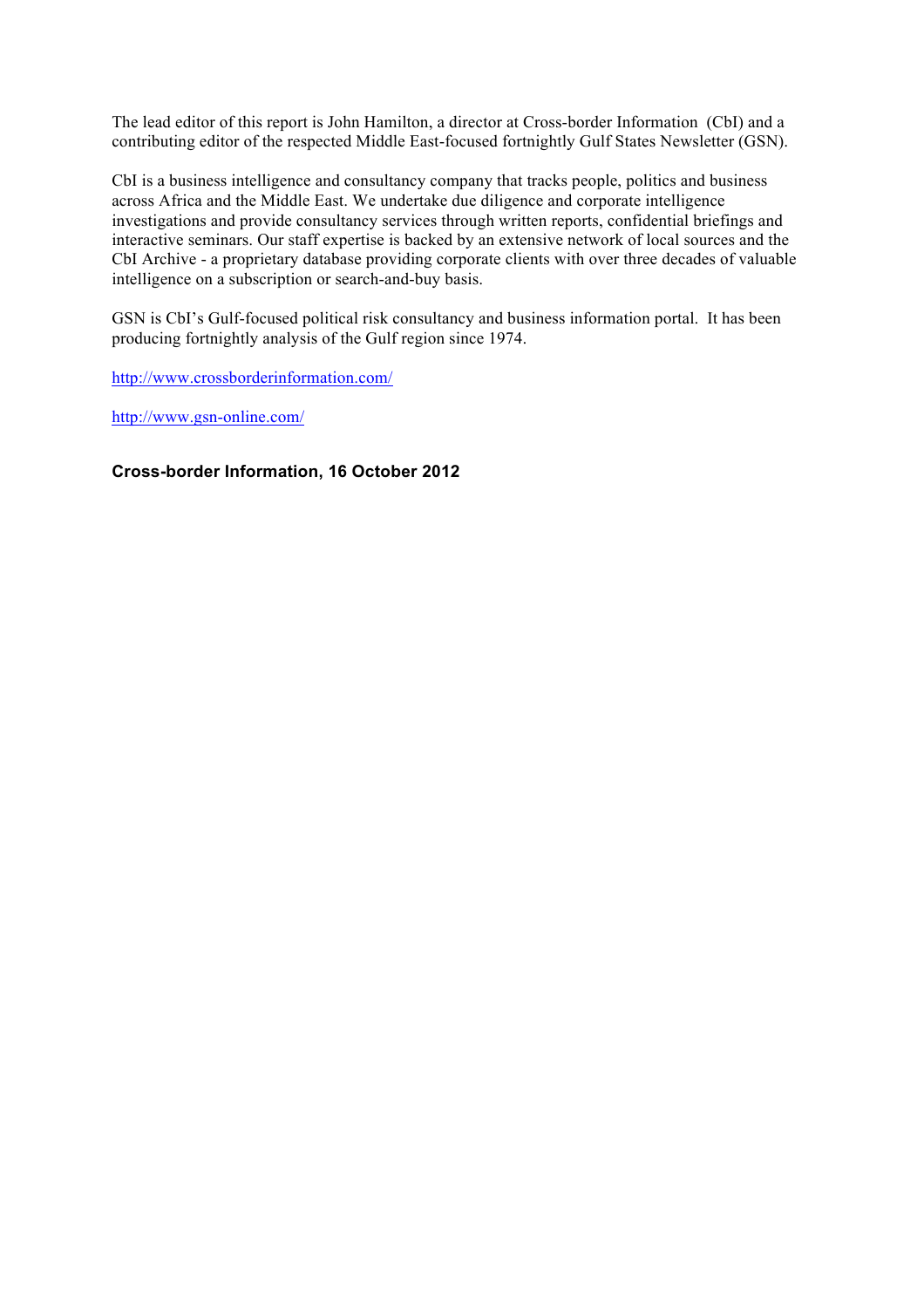The lead editor of this report is John Hamilton, a director at Cross-border Information (CbI) and a contributing editor of the respected Middle East-focused fortnightly Gulf States Newsletter (GSN).

CbI is a business intelligence and consultancy company that tracks people, politics and business across Africa and the Middle East. We undertake due diligence and corporate intelligence investigations and provide consultancy services through written reports, confidential briefings and interactive seminars. Our staff expertise is backed by an extensive network of local sources and the CbI Archive - a proprietary database providing corporate clients with over three decades of valuable intelligence on a subscription or search-and-buy basis.

GSN is CbI's Gulf-focused political risk consultancy and business information portal. It has been producing fortnightly analysis of the Gulf region since 1974.

http://www.crossborderinformation.com/

http://www.gsn-online.com/

**Cross-border Information, 16 October 2012**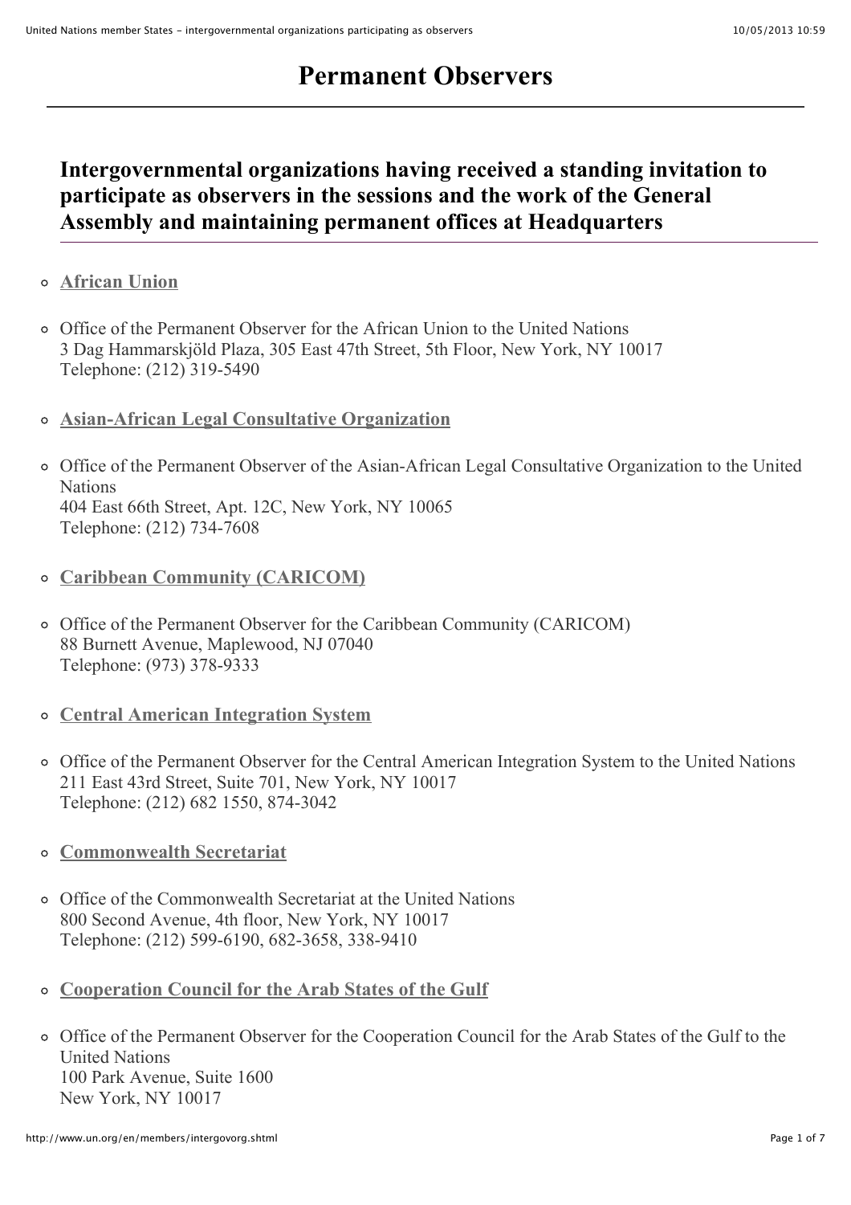# Permanent Observers

## Intergovernmental organizations having received a standing invitation to participate as observers in the sessions and the work of the General Assembly and maintaining permanent offices at Headquarters

- **African Union**

- Office of the Permanent Observer for the African Union to the United Nations
  3 Dag Hammarskjöld Plaza, 305 East 47th Street, 5th Floor, New York, NY 10017
  Telephone: (212) 319-5490

- **Asian-African Legal Consultative Organization**

- Office of the Permanent Observer of the Asian-African Legal Consultative Organization to the United Nations
  404 East 66th Street, Apt. 12C, New York, NY 10065
  Telephone: (212) 734-7608

- **Caribbean Community (CARICOM)**

- Office of the Permanent Observer for the Caribbean Community (CARICOM)
  88 Burnett Avenue, Maplewood, NJ 07040
  Telephone: (973) 378-9333

- **Central American Integration System**

- Office of the Permanent Observer for the Central American Integration System to the United Nations
  211 East 43rd Street, Suite 701, New York, NY 10017
  Telephone: (212) 682 1550, 874-3042

- **Commonwealth Secretariat**

- Office of the Commonwealth Secretariat at the United Nations
  800 Second Avenue, 4th floor, New York, NY 10017
  Telephone: (212) 599-6190, 682-3658, 338-9410

- **Cooperation Council for the Arab States of the Gulf**

- Office of the Permanent Observer for the Cooperation Council for the Arab States of the Gulf to the United Nations
  100 Park Avenue, Suite 1600
  New York, NY 10017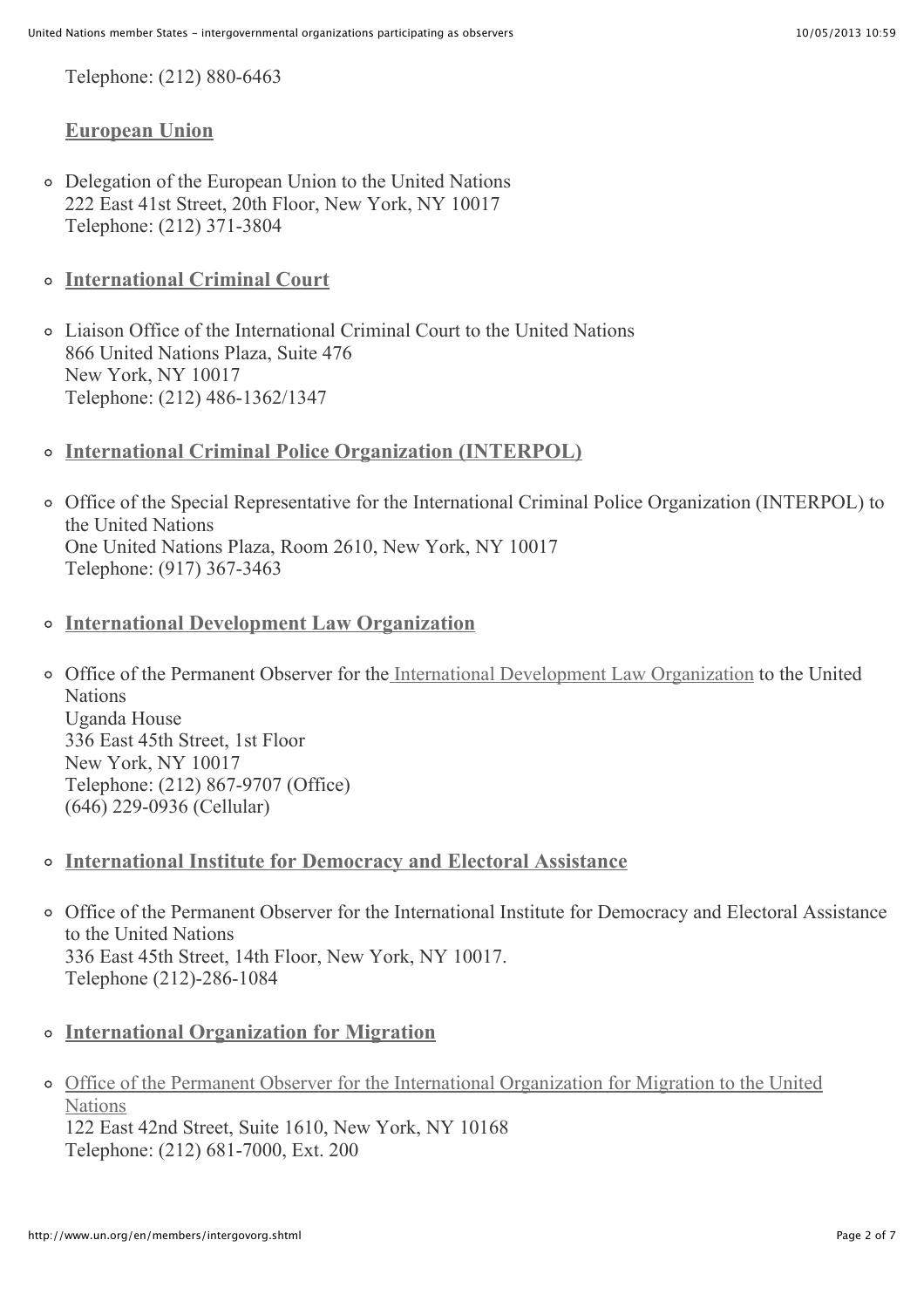Telephone: (212) 880-6463

**European Union**

- Delegation of the European Union to the United Nations
  222 East 41st Street, 20th Floor, New York, NY 10017
  Telephone: (212) 371-3804

- **International Criminal Court**

- Liaison Office of the International Criminal Court to the United Nations
  866 United Nations Plaza, Suite 476
  New York, NY 10017
  Telephone: (212) 486-1362/1347

- **International Criminal Police Organization (INTERPOL)**

- Office of the Special Representative for the International Criminal Police Organization (INTERPOL) to the United Nations
  One United Nations Plaza, Room 2610, New York, NY 10017
  Telephone: (917) 367-3463

- **International Development Law Organization**

- Office of the Permanent Observer for the International Development Law Organization to the United Nations
  Uganda House
  336 East 45th Street, 1st Floor
  New York, NY 10017
  Telephone: (212) 867-9707 (Office)
  (646) 229-0936 (Cellular)

- **International Institute for Democracy and Electoral Assistance**

- Office of the Permanent Observer for the International Institute for Democracy and Electoral Assistance to the United Nations
  336 East 45th Street, 14th Floor, New York, NY 10017.
  Telephone (212)-286-1084

- **International Organization for Migration**

- Office of the Permanent Observer for the International Organization for Migration to the United Nations
  122 East 42nd Street, Suite 1610, New York, NY 10168
  Telephone: (212) 681-7000, Ext. 200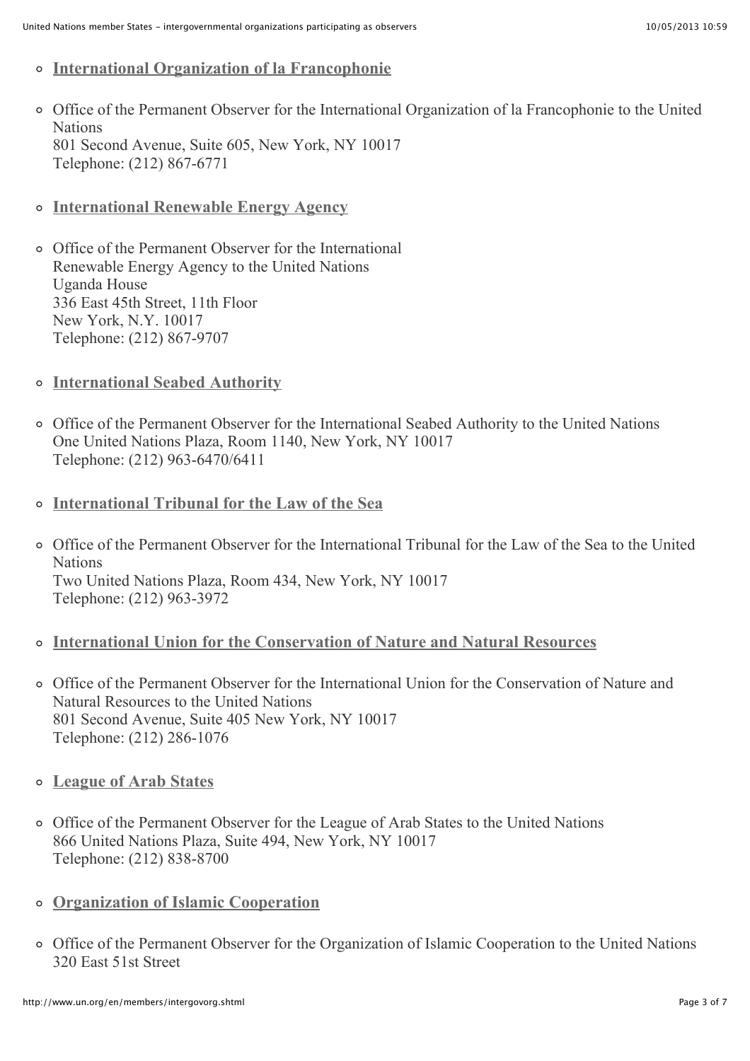- **International Organization of la Francophonie**

- Office of the Permanent Observer for the International Organization of la Francophonie to the United Nations
  801 Second Avenue, Suite 605, New York, NY 10017
  Telephone: (212) 867-6771

- **International Renewable Energy Agency**

- Office of the Permanent Observer for the International Renewable Energy Agency to the United Nations
  Uganda House
  336 East 45th Street, 11th Floor
  New York, N.Y. 10017
  Telephone: (212) 867-9707

- **International Seabed Authority**

- Office of the Permanent Observer for the International Seabed Authority to the United Nations
  One United Nations Plaza, Room 1140, New York, NY 10017
  Telephone: (212) 963-6470/6411

- **International Tribunal for the Law of the Sea**

- Office of the Permanent Observer for the International Tribunal for the Law of the Sea to the United Nations
  Two United Nations Plaza, Room 434, New York, NY 10017
  Telephone: (212) 963-3972

- **International Union for the Conservation of Nature and Natural Resources**

- Office of the Permanent Observer for the International Union for the Conservation of Nature and Natural Resources to the United Nations
  801 Second Avenue, Suite 405 New York, NY 10017
  Telephone: (212) 286-1076

- **League of Arab States**

- Office of the Permanent Observer for the League of Arab States to the United Nations
  866 United Nations Plaza, Suite 494, New York, NY 10017
  Telephone: (212) 838-8700

- **Organization of Islamic Cooperation**

- Office of the Permanent Observer for the Organization of Islamic Cooperation to the United Nations
  320 East 51st Street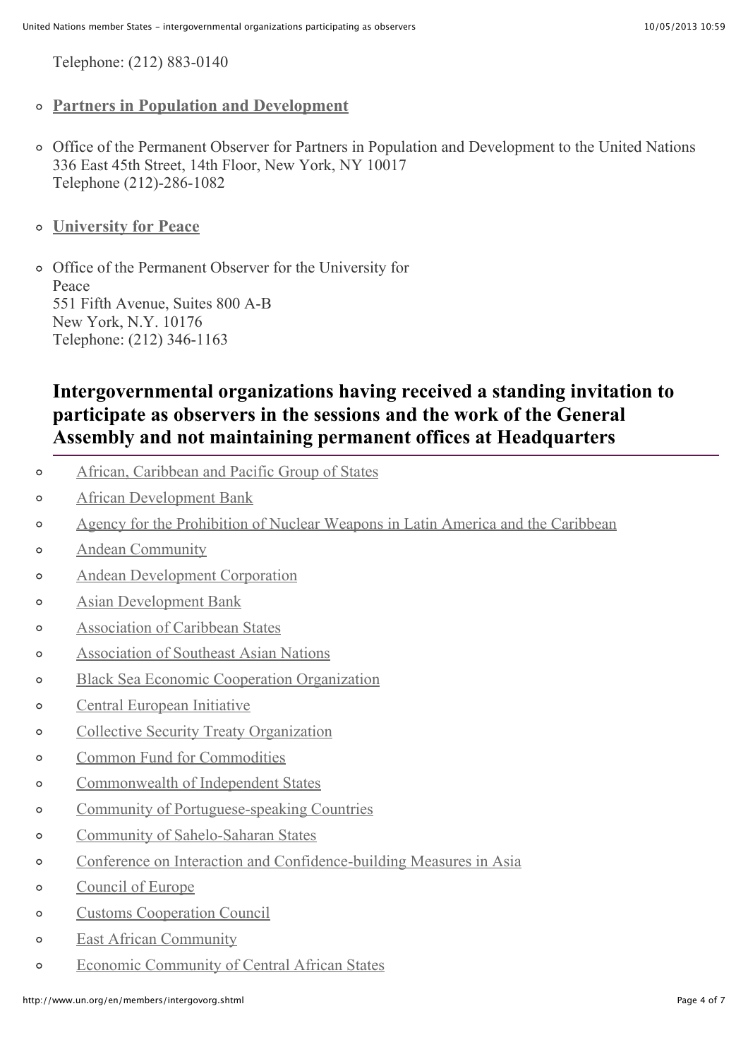Telephone: (212) 883-0140

- **Partners in Population and Development**

- Office of the Permanent Observer for Partners in Population and Development to the United Nations
  336 East 45th Street, 14th Floor, New York, NY 10017
  Telephone (212)-286-1082

- **University for Peace**

- Office of the Permanent Observer for the University for Peace
  551 Fifth Avenue, Suites 800 A-B
  New York, N.Y. 10176
  Telephone: (212) 346-1163

## Intergovernmental organizations having received a standing invitation to participate as observers in the sessions and the work of the General Assembly and not maintaining permanent offices at Headquarters

- African, Caribbean and Pacific Group of States
- African Development Bank
- Agency for the Prohibition of Nuclear Weapons in Latin America and the Caribbean
- Andean Community
- Andean Development Corporation
- Asian Development Bank
- Association of Caribbean States
- Association of Southeast Asian Nations
- Black Sea Economic Cooperation Organization
- Central European Initiative
- Collective Security Treaty Organization
- Common Fund for Commodities
- Commonwealth of Independent States
- Community of Portuguese-speaking Countries
- Community of Sahelo-Saharan States
- Conference on Interaction and Confidence-building Measures in Asia
- Council of Europe
- Customs Cooperation Council
- East African Community
- Economic Community of Central African States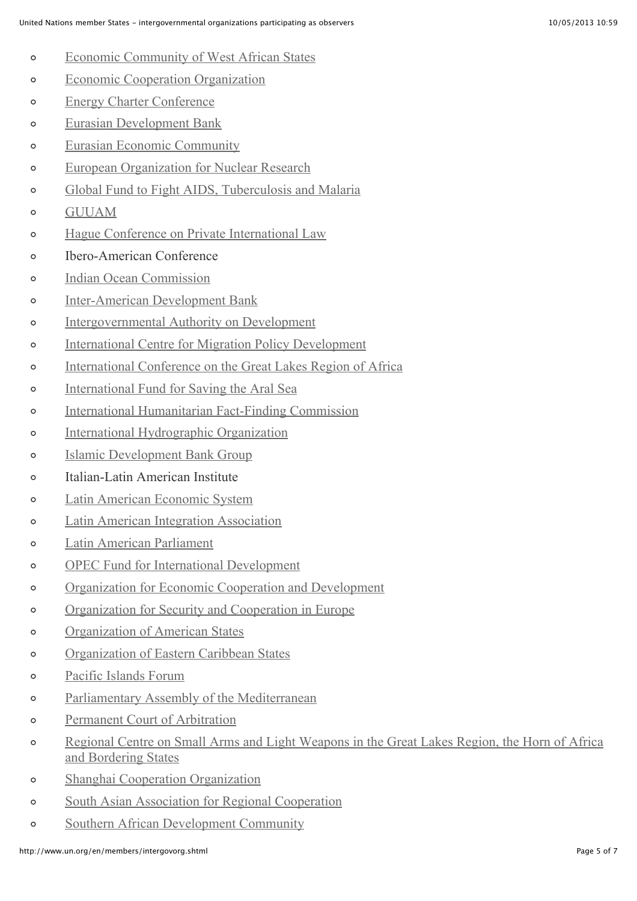- Economic Community of West African States
- Economic Cooperation Organization
- Energy Charter Conference
- Eurasian Development Bank
- Eurasian Economic Community
- European Organization for Nuclear Research
- Global Fund to Fight AIDS, Tuberculosis and Malaria
- GUUAM
- Hague Conference on Private International Law
- Ibero-American Conference
- Indian Ocean Commission
- Inter-American Development Bank
- Intergovernmental Authority on Development
- International Centre for Migration Policy Development
- International Conference on the Great Lakes Region of Africa
- International Fund for Saving the Aral Sea
- International Humanitarian Fact-Finding Commission
- International Hydrographic Organization
- Islamic Development Bank Group
- Italian-Latin American Institute
- Latin American Economic System
- Latin American Integration Association
- Latin American Parliament
- OPEC Fund for International Development
- Organization for Economic Cooperation and Development
- Organization for Security and Cooperation in Europe
- Organization of American States
- Organization of Eastern Caribbean States
- Pacific Islands Forum
- Parliamentary Assembly of the Mediterranean
- Permanent Court of Arbitration
- Regional Centre on Small Arms and Light Weapons in the Great Lakes Region, the Horn of Africa and Bordering States
- Shanghai Cooperation Organization
- South Asian Association for Regional Cooperation
- Southern African Development Community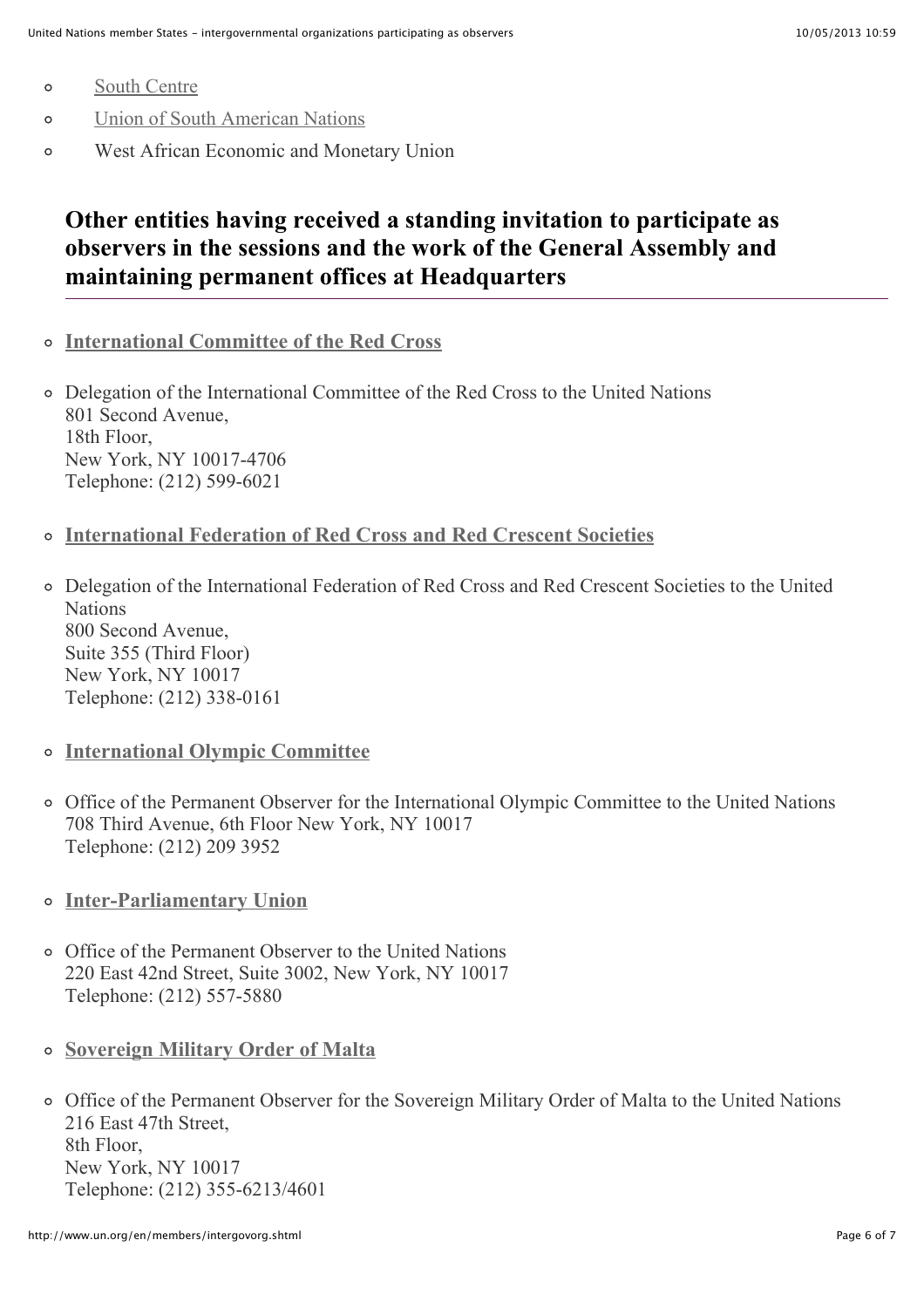- South Centre
- Union of South American Nations
- West African Economic and Monetary Union

## Other entities having received a standing invitation to participate as observers in the sessions and the work of the General Assembly and maintaining permanent offices at Headquarters

- **International Committee of the Red Cross**

- Delegation of the International Committee of the Red Cross to the United Nations
  801 Second Avenue,
  18th Floor,
  New York, NY 10017-4706
  Telephone: (212) 599-6021

- **International Federation of Red Cross and Red Crescent Societies**

- Delegation of the International Federation of Red Cross and Red Crescent Societies to the United Nations
  800 Second Avenue,
  Suite 355 (Third Floor)
  New York, NY 10017
  Telephone: (212) 338-0161

- **International Olympic Committee**

- Office of the Permanent Observer for the International Olympic Committee to the United Nations
  708 Third Avenue, 6th Floor New York, NY 10017
  Telephone: (212) 209 3952

- **Inter-Parliamentary Union**

- Office of the Permanent Observer to the United Nations
  220 East 42nd Street, Suite 3002, New York, NY 10017
  Telephone: (212) 557-5880

- **Sovereign Military Order of Malta**

- Office of the Permanent Observer for the Sovereign Military Order of Malta to the United Nations
  216 East 47th Street,
  8th Floor,
  New York, NY 10017
  Telephone: (212) 355-6213/4601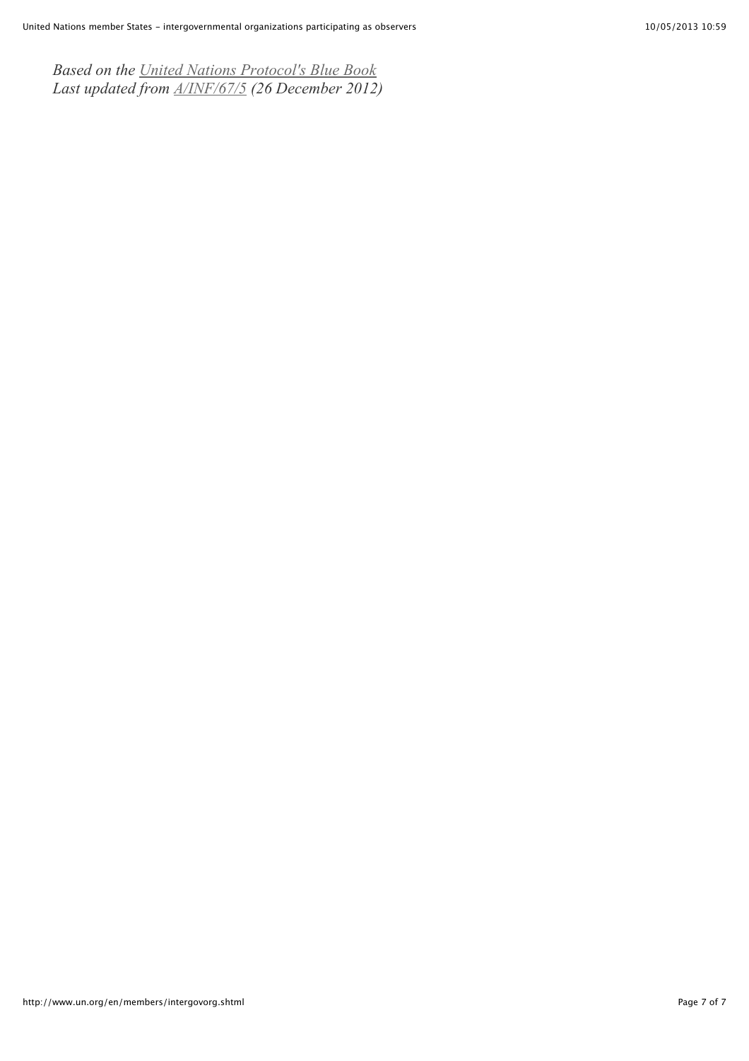*Based on the [United Nations Protocol's Blue Book](United Nations Protocol's Blue Book)*
*Last updated from [A/INF/67/5](A/INF/67/5) (26 December 2012)*